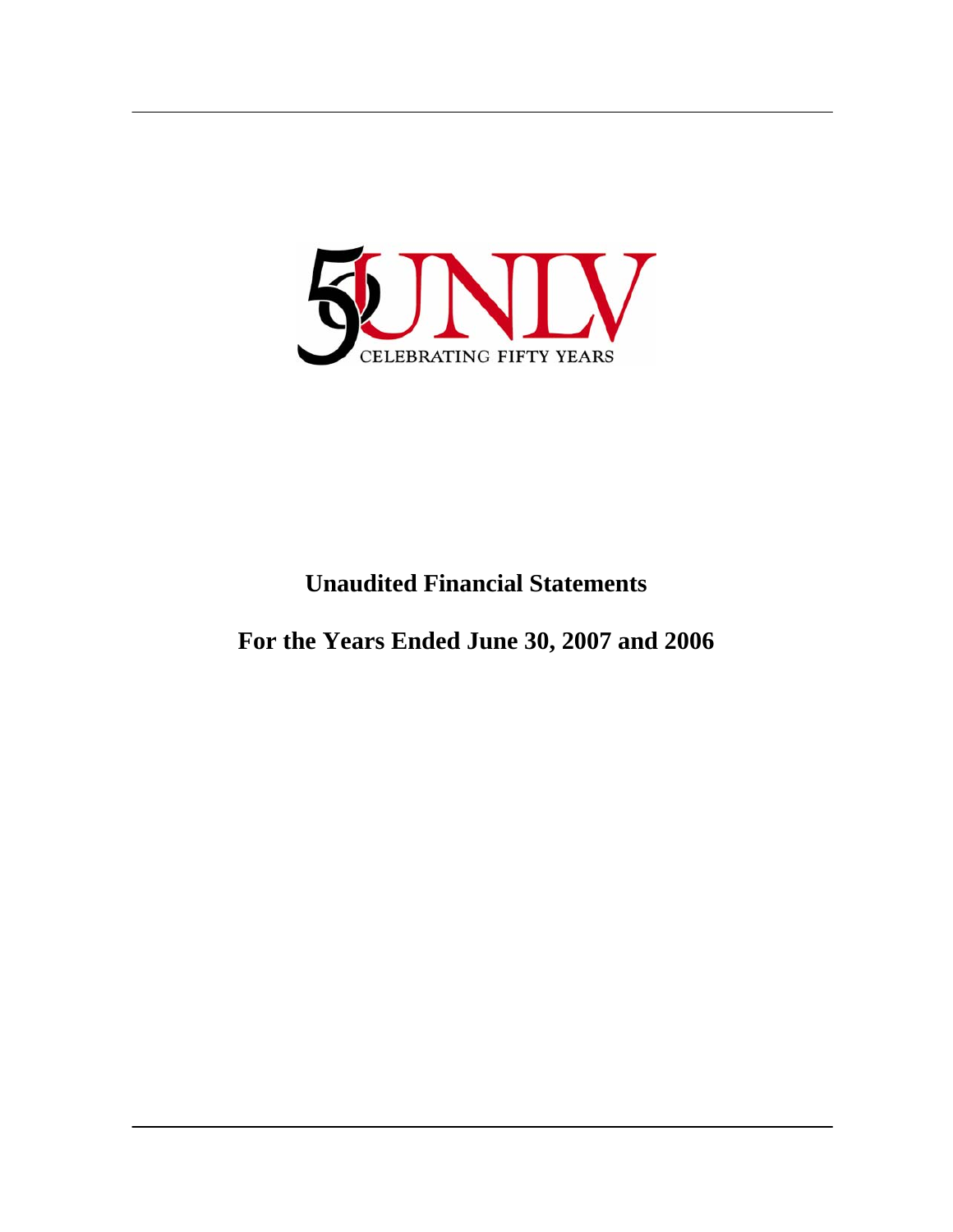UNLV

CELEBRATING FIFTY YEARS

# Unaudited Financial Statements

## For the Years Ended June 30, 2007 and 2006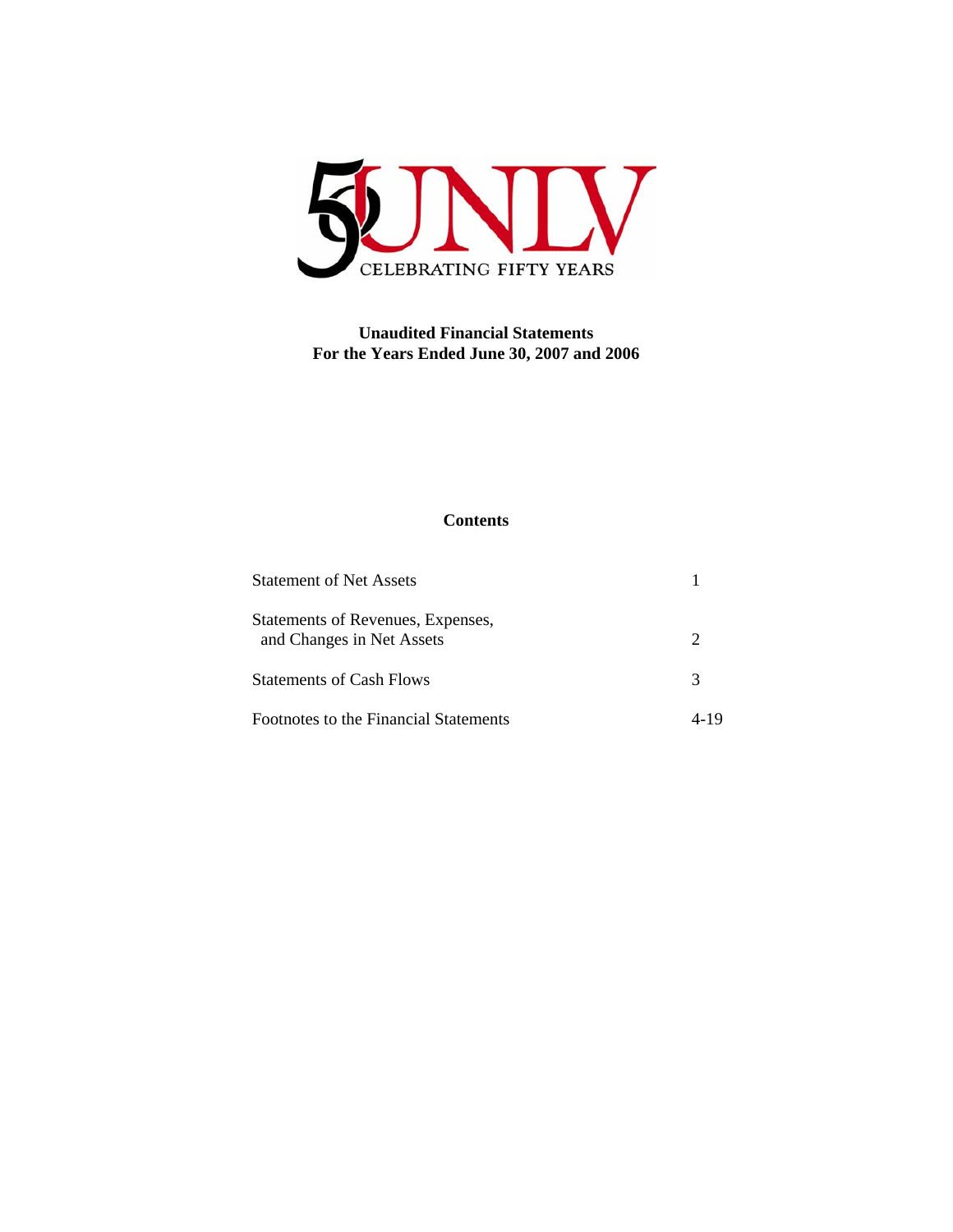# Unaudited Financial Statements
## For the Years Ended June 30, 2007 and 2006

### Contents

| | |
|---|---|
| Statement of Net Assets | 1 |
| Statements of Revenues, Expenses, and Changes in Net Assets | 2 |
| Statements of Cash Flows | 3 |
| Footnotes to the Financial Statements | 4-19 |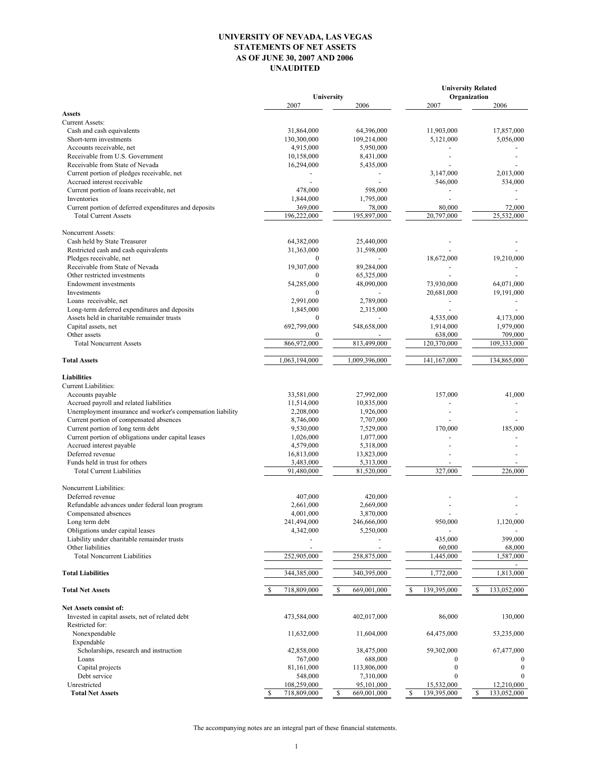# UNIVERSITY OF NEVADA, LAS VEGAS
## STATEMENTS OF NET ASSETS
## AS OF JUNE 30, 2007 AND 2006
## UNAUDITED

| | University | | University Related Organization | |
|---|---|---|---|---|
| | 2007 | 2006 | 2007 | 2006 |
| **Assets** | | | | |
| Current Assets: | | | | |
| Cash and cash equivalents | 31,864,000 | 64,396,000 | 11,903,000 | 17,857,000 |
| Short-term investments | 130,300,000 | 109,214,000 | 5,121,000 | 5,056,000 |
| Accounts receivable, net | 4,915,000 | 5,950,000 | - | - |
| Receivable from U.S. Government | 10,158,000 | 8,431,000 | - | - |
| Receivable from State of Nevada | 16,294,000 | 5,435,000 | - | - |
| Current portion of pledges receivable, net | - | - | 3,147,000 | 2,013,000 |
| Accrued interest receivable | - | - | 546,000 | 534,000 |
| Current portion of loans receivable, net | 478,000 | 598,000 | - | - |
| Inventories | 1,844,000 | 1,795,000 | - | - |
| Current portion of deferred expenditures and deposits | 369,000 | 78,000 | 80,000 | 72,000 |
| Total Current Assets | 196,222,000 | 195,897,000 | 20,797,000 | 25,532,000 |
| Noncurrent Assets: | | | | |
| Cash held by State Treasurer | 64,382,000 | 25,440,000 | - | - |
| Restricted cash and cash equivalents | 31,363,000 | 31,598,000 | - | - |
| Pledges receivable, net | 0 | - | 18,672,000 | 19,210,000 |
| Receivable from State of Nevada | 19,307,000 | 89,284,000 | - | - |
| Other restricted investments | 0 | 65,325,000 | - | - |
| Endowment investments | 54,285,000 | 48,090,000 | 73,930,000 | 64,071,000 |
| Investments | 0 | - | 20,681,000 | 19,191,000 |
| Loans receivable, net | 2,991,000 | 2,789,000 | - | - |
| Long-term deferred expenditures and deposits | 1,845,000 | 2,315,000 | - | - |
| Assets held in charitable remainder trusts | 0 | - | 4,535,000 | 4,173,000 |
| Capital assets, net | 692,799,000 | 548,658,000 | 1,914,000 | 1,979,000 |
| Other assets | 0 | - | 638,000 | 709,000 |
| Total Noncurrent Assets | 866,972,000 | 813,499,000 | 120,370,000 | 109,333,000 |
| **Total Assets** | 1,063,194,000 | 1,009,396,000 | 141,167,000 | 134,865,000 |
| **Liabilities** | | | | |
| Current Liabilities: | | | | |
| Accounts payable | 33,581,000 | 27,992,000 | 157,000 | 41,000 |
| Accrued payroll and related liabilities | 11,514,000 | 10,835,000 | - | - |
| Unemployment insurance and worker's compensation liability | 2,208,000 | 1,926,000 | - | - |
| Current portion of compensated absences | 8,746,000 | 7,707,000 | - | - |
| Current portion of long term debt | 9,530,000 | 7,529,000 | 170,000 | 185,000 |
| Current portion of obligations under capital leases | 1,026,000 | 1,077,000 | - | - |
| Accrued interest payable | 4,579,000 | 5,318,000 | - | - |
| Deferred revenue | 16,813,000 | 13,823,000 | - | - |
| Funds held in trust for others | 3,483,000 | 5,313,000 | - | - |
| Total Current Liabilities | 91,480,000 | 81,520,000 | 327,000 | 226,000 |
| Noncurrent Liabilities: | | | | |
| Deferred revenue | 407,000 | 420,000 | - | - |
| Refundable advances under federal loan program | 2,661,000 | 2,669,000 | - | - |
| Compensated absences | 4,001,000 | 3,870,000 | - | - |
| Long term debt | 241,494,000 | 246,666,000 | 950,000 | 1,120,000 |
| Obligations under capital leases | 4,342,000 | 5,250,000 | - | - |
| Liability under charitable remainder trusts | - | - | 435,000 | 399,000 |
| Other liabilities | - | - | 60,000 | 68,000 |
| Total Noncurrent Liabilities | 252,905,000 | 258,875,000 | 1,445,000 | 1,587,000 |
| **Total Liabilities** | 344,385,000 | 340,395,000 | 1,772,000 | 1,813,000 |
| **Total Net Assets** | $ 718,809,000 | $ 669,001,000 | $ 139,395,000 | $ 133,052,000 |
| **Net Assets consist of:** | | | | |
| Invested in capital assets, net of related debt | 473,584,000 | 402,017,000 | 86,000 | 130,000 |
| Restricted for: | | | | |
| Nonexpendable | 11,632,000 | 11,604,000 | 64,475,000 | 53,235,000 |
| Expendable | | | | |
| Scholarships, research and instruction | 42,858,000 | 38,475,000 | 59,302,000 | 67,477,000 |
| Loans | 767,000 | 688,000 | 0 | 0 |
| Capital projects | 81,161,000 | 113,806,000 | 0 | 0 |
| Debt service | 548,000 | 7,310,000 | 0 | 0 |
| Unrestricted | 108,259,000 | 95,101,000 | 15,532,000 | 12,210,000 |
| **Total Net Assets** | $ 718,809,000 | $ 669,001,000 | $ 139,395,000 | $ 133,052,000 |

The accompanying notes are an integral part of these financial statements.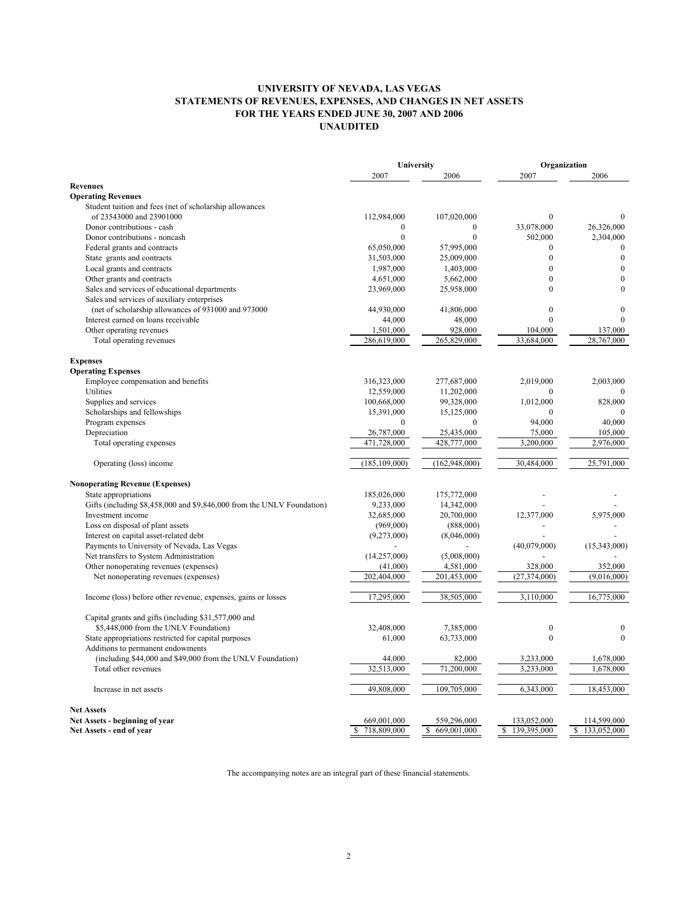# UNIVERSITY OF NEVADA, LAS VEGAS
## STATEMENTS OF REVENUES, EXPENSES, AND CHANGES IN NET ASSETS
## FOR THE YEARS ENDED JUNE 30, 2007 AND 2006
## UNAUDITED

| | University | | Organization | |
|---|---|---|---|---|
| | 2007 | 2006 | 2007 | 2006 |
| **Revenues** | | | | |
| **Operating Revenues** | | | | |
| Student tuition and fees (net of scholarship allowances of 23543000 and 23901000 | 112,984,000 | 107,020,000 | 0 | 0 |
| Donor contributions - cash | 0 | 0 | 33,078,000 | 26,326,000 |
| Donor contributions - noncash | 0 | 0 | 502,000 | 2,304,000 |
| Federal grants and contracts | 65,050,000 | 57,995,000 | 0 | 0 |
| State grants and contracts | 31,503,000 | 25,009,000 | 0 | 0 |
| Local grants and contracts | 1,987,000 | 1,403,000 | 0 | 0 |
| Other grants and contracts | 4,651,000 | 5,662,000 | 0 | 0 |
| Sales and services of educational departments | 23,969,000 | 25,958,000 | 0 | 0 |
| Sales and services of auxiliary enterprises (net of scholarship allowances of 931000 and 973000 | 44,930,000 | 41,806,000 | 0 | 0 |
| Interest earned on loans receivable | 44,000 | 48,000 | 0 | 0 |
| Other operating revenues | 1,501,000 | 928,000 | 104,000 | 137,000 |
| Total operating revenues | 286,619,000 | 265,829,000 | 33,684,000 | 28,767,000 |
| **Expenses** | | | | |
| **Operating Expenses** | | | | |
| Employee compensation and benefits | 316,323,000 | 277,687,000 | 2,019,000 | 2,003,000 |
| Utilities | 12,559,000 | 11,202,000 | 0 | 0 |
| Supplies and services | 100,668,000 | 99,328,000 | 1,012,000 | 828,000 |
| Scholarships and fellowships | 15,391,000 | 15,125,000 | 0 | 0 |
| Program expenses | 0 | 0 | 94,000 | 40,000 |
| Depreciation | 26,787,000 | 25,435,000 | 75,000 | 105,000 |
| Total operating expenses | 471,728,000 | 428,777,000 | 3,200,000 | 2,976,000 |
| Operating (loss) income | (185,109,000) | (162,948,000) | 30,484,000 | 25,791,000 |
| **Nonoperating Revenue (Expenses)** | | | | |
| State appropriations | 185,026,000 | 175,772,000 | - | - |
| Gifts (including $8,458,000 and $9,846,000 from the UNLV Foundation) | 9,233,000 | 14,342,000 | - | - |
| Investment income | 32,685,000 | 20,700,000 | 12,377,000 | 5,975,000 |
| Loss on disposal of plant assets | (969,000) | (888,000) | - | - |
| Interest on capital asset-related debt | (9,273,000) | (8,046,000) | - | - |
| Payments to University of Nevada, Las Vegas | - | - | (40,079,000) | (15,343,000) |
| Net transfers to System Administration | (14,257,000) | (5,008,000) | - | - |
| Other nonoperating revenues (expenses) | (41,000) | 4,581,000 | 328,000 | 352,000 |
| Net nonoperating revenues (expenses) | 202,404,000 | 201,453,000 | (27,374,000) | (9,016,000) |
| Income (loss) before other revenue, expenses, gains or losses | 17,295,000 | 38,505,000 | 3,110,000 | 16,775,000 |
| Capital grants and gifts (including $31,577,000 and $5,448,000 from the UNLV Foundation) | 32,408,000 | 7,385,000 | 0 | 0 |
| State appropriations restricted for capital purposes | 61,000 | 63,733,000 | 0 | 0 |
| Additions to permanent endowments (including $44,000 and $49,000 from the UNLV Foundation) | 44,000 | 82,000 | 3,233,000 | 1,678,000 |
| Total other revenues | 32,513,000 | 71,200,000 | 3,233,000 | 1,678,000 |
| Increase in net assets | 49,808,000 | 109,705,000 | 6,343,000 | 18,453,000 |
| **Net Assets** | | | | |
| **Net Assets - beginning of year** | 669,001,000 | 559,296,000 | 133,052,000 | 114,599,000 |
| **Net Assets - end of year** | $ 718,809,000 | $ 669,001,000 | $ 139,395,000 | $ 133,052,000 |

The accompanying notes are an integral part of these financial statements.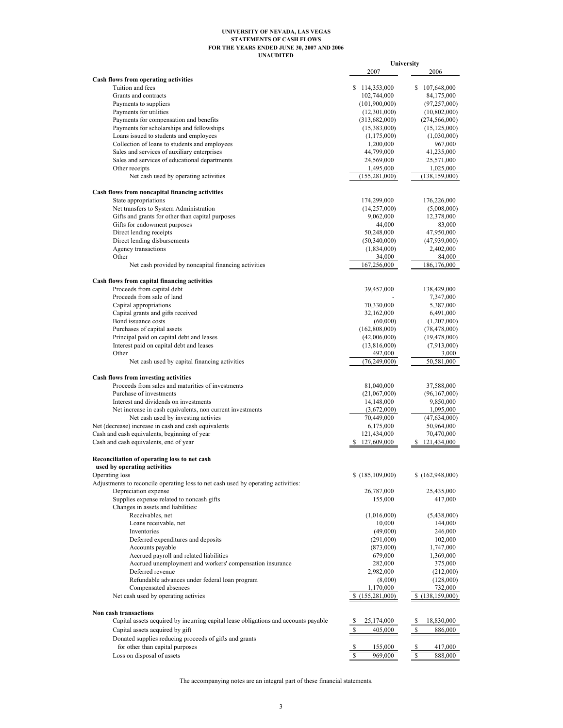**UNIVERSITY OF NEVADA, LAS VEGAS**
**STATEMENTS OF CASH FLOWS**
**FOR THE YEARS ENDED JUNE 30, 2007 AND 2006**
**UNAUDITED**

| | University | |
|---|---|---|
| | 2007 | 2006 |
| **Cash flows from operating activities** | | |
| Tuition and fees | $ 114,353,000 | $ 107,648,000 |
| Grants and contracts | 102,744,000 | 84,175,000 |
| Payments to suppliers | (101,900,000) | (97,257,000) |
| Payments for utilities | (12,301,000) | (10,802,000) |
| Payments for compensation and benefits | (313,682,000) | (274,566,000) |
| Payments for scholarships and fellowships | (15,383,000) | (15,125,000) |
| Loans issued to students and employees | (1,175,000) | (1,030,000) |
| Collection of loans to students and employees | 1,200,000 | 967,000 |
| Sales and services of auxiliary enterprises | 44,799,000 | 41,235,000 |
| Sales and services of educational departments | 24,569,000 | 25,571,000 |
| Other receipts | 1,495,000 | 1,025,000 |
| Net cash used by operating activities | (155,281,000) | (138,159,000) |
| | | |
| **Cash flows from noncapital financing activities** | | |
| State appropriations | 174,299,000 | 176,226,000 |
| Net transfers to System Administration | (14,257,000) | (5,008,000) |
| Gifts and grants for other than capital purposes | 9,062,000 | 12,378,000 |
| Gifts for endowment purposes | 44,000 | 83,000 |
| Direct lending receipts | 50,248,000 | 47,950,000 |
| Direct lending disbursements | (50,340,000) | (47,939,000) |
| Agency transactions | (1,834,000) | 2,402,000 |
| Other | 34,000 | 84,000 |
| Net cash provided by noncapital financing activities | 167,256,000 | 186,176,000 |
| | | |
| **Cash flows from capital financing activities** | | |
| Proceeds from capital debt | 39,457,000 | 138,429,000 |
| Proceeds from sale of land | - | 7,347,000 |
| Capital appropriations | 70,330,000 | 5,387,000 |
| Capital grants and gifts received | 32,162,000 | 6,491,000 |
| Bond issuance costs | (60,000) | (1,207,000) |
| Purchases of capital assets | (162,808,000) | (78,478,000) |
| Principal paid on capital debt and leases | (42,006,000) | (19,478,000) |
| Interest paid on capital debt and leases | (13,816,000) | (7,913,000) |
| Other | 492,000 | 3,000 |
| Net cash used by capital financing activities | (76,249,000) | 50,581,000 |
| | | |
| **Cash flows from investing activities** | | |
| Proceeds from sales and maturities of investments | 81,040,000 | 37,588,000 |
| Purchase of investments | (21,067,000) | (96,167,000) |
| Interest and dividends on investments | 14,148,000 | 9,850,000 |
| Net increase in cash equivalents, non current investments | (3,672,000) | 1,095,000 |
| Net cash used by investing activies | 70,449,000 | (47,634,000) |
| Net (decrease) increase in cash and cash equivalents | 6,175,000 | 50,964,000 |
| Cash and cash equivalents, beginning of year | 121,434,000 | 70,470,000 |
| Cash and cash equivalents, end of year | $ 127,609,000 | $ 121,434,000 |
| | | |
| **Reconciliation of operating loss to net cash used by operating activities** | | |
| Operating loss | $ (185,109,000) | $ (162,948,000) |
| Adjustments to reconcile operating loss to net cash used by operating activities: | | |
| Depreciation expense | 26,787,000 | 25,435,000 |
| Supplies expense related to noncash gifts | 155,000 | 417,000 |
| Changes in assets and liabilities: | | |
| Receivables, net | (1,016,000) | (5,438,000) |
| Loans receivable, net | 10,000 | 144,000 |
| Inventories | (49,000) | 246,000 |
| Deferred expenditures and deposits | (291,000) | 102,000 |
| Accounts payable | (873,000) | 1,747,000 |
| Accrued payroll and related liabilities | 679,000 | 1,369,000 |
| Accrued unemployment and workers' compensation insurance | 282,000 | 375,000 |
| Deferred revenue | 2,982,000 | (212,000) |
| Refundable advances under federal loan program | (8,000) | (128,000) |
| Compensated absences | 1,170,000 | 732,000 |
| Net cash used by operating activies | $ (155,281,000) | $ (138,159,000) |
| | | |
| **Non cash transactions** | | |
| Capital assets acquired by incurring capital lease obligations and accounts payable | $ 25,174,000 | $ 18,830,000 |
| Capital assets acquired by gift | $ 405,000 | $ 886,000 |
| Donated supplies reducing proceeds of gifts and grants for other than capital purposes | $ 155,000 | $ 417,000 |
| Loss on disposal of assets | $ 969,000 | $ 888,000 |

The accompanying notes are an integral part of these financial statements.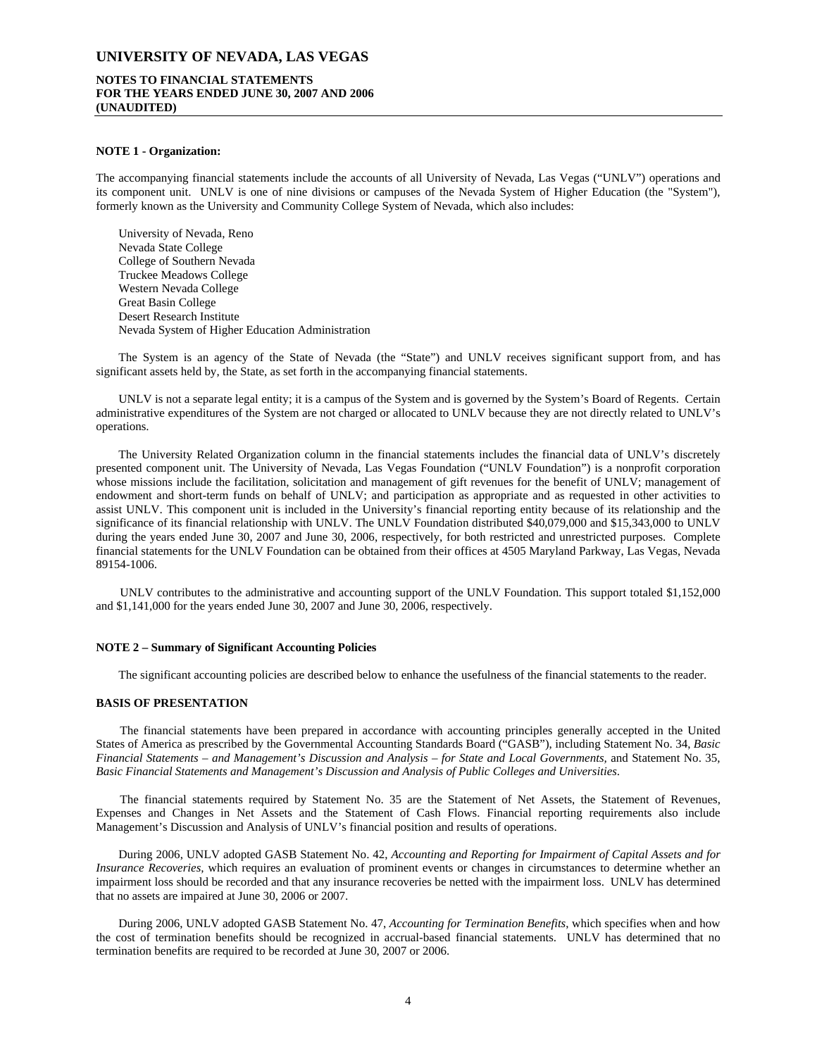**NOTE 1 - Organization:**

The accompanying financial statements include the accounts of all University of Nevada, Las Vegas ("UNLV") operations and its component unit. UNLV is one of nine divisions or campuses of the Nevada System of Higher Education (the "System"), formerly known as the University and Community College System of Nevada, which also includes:

University of Nevada, Reno
Nevada State College
College of Southern Nevada
Truckee Meadows College
Western Nevada College
Great Basin College
Desert Research Institute
Nevada System of Higher Education Administration

The System is an agency of the State of Nevada (the "State") and UNLV receives significant support from, and has significant assets held by, the State, as set forth in the accompanying financial statements.

UNLV is not a separate legal entity; it is a campus of the System and is governed by the System's Board of Regents. Certain administrative expenditures of the System are not charged or allocated to UNLV because they are not directly related to UNLV's operations.

The University Related Organization column in the financial statements includes the financial data of UNLV's discretely presented component unit. The University of Nevada, Las Vegas Foundation ("UNLV Foundation") is a nonprofit corporation whose missions include the facilitation, solicitation and management of gift revenues for the benefit of UNLV; management of endowment and short-term funds on behalf of UNLV; and participation as appropriate and as requested in other activities to assist UNLV. This component unit is included in the University's financial reporting entity because of its relationship and the significance of its financial relationship with UNLV. The UNLV Foundation distributed $40,079,000 and $15,343,000 to UNLV during the years ended June 30, 2007 and June 30, 2006, respectively, for both restricted and unrestricted purposes. Complete financial statements for the UNLV Foundation can be obtained from their offices at 4505 Maryland Parkway, Las Vegas, Nevada 89154-1006.

UNLV contributes to the administrative and accounting support of the UNLV Foundation. This support totaled $1,152,000 and $1,141,000 for the years ended June 30, 2007 and June 30, 2006, respectively.

**NOTE 2 – Summary of Significant Accounting Policies**

The significant accounting policies are described below to enhance the usefulness of the financial statements to the reader.

**BASIS OF PRESENTATION**

The financial statements have been prepared in accordance with accounting principles generally accepted in the United States of America as prescribed by the Governmental Accounting Standards Board ("GASB"), including Statement No. 34, *Basic Financial Statements – and Management's Discussion and Analysis – for State and Local Governments,* and Statement No. 35, *Basic Financial Statements and Management's Discussion and Analysis of Public Colleges and Universities.*

The financial statements required by Statement No. 35 are the Statement of Net Assets, the Statement of Revenues, Expenses and Changes in Net Assets and the Statement of Cash Flows. Financial reporting requirements also include Management's Discussion and Analysis of UNLV's financial position and results of operations.

During 2006, UNLV adopted GASB Statement No. 42, *Accounting and Reporting for Impairment of Capital Assets and for Insurance Recoveries,* which requires an evaluation of prominent events or changes in circumstances to determine whether an impairment loss should be recorded and that any insurance recoveries be netted with the impairment loss. UNLV has determined that no assets are impaired at June 30, 2006 or 2007.

During 2006, UNLV adopted GASB Statement No. 47, *Accounting for Termination Benefits,* which specifies when and how the cost of termination benefits should be recognized in accrual-based financial statements. UNLV has determined that no termination benefits are required to be recorded at June 30, 2007 or 2006.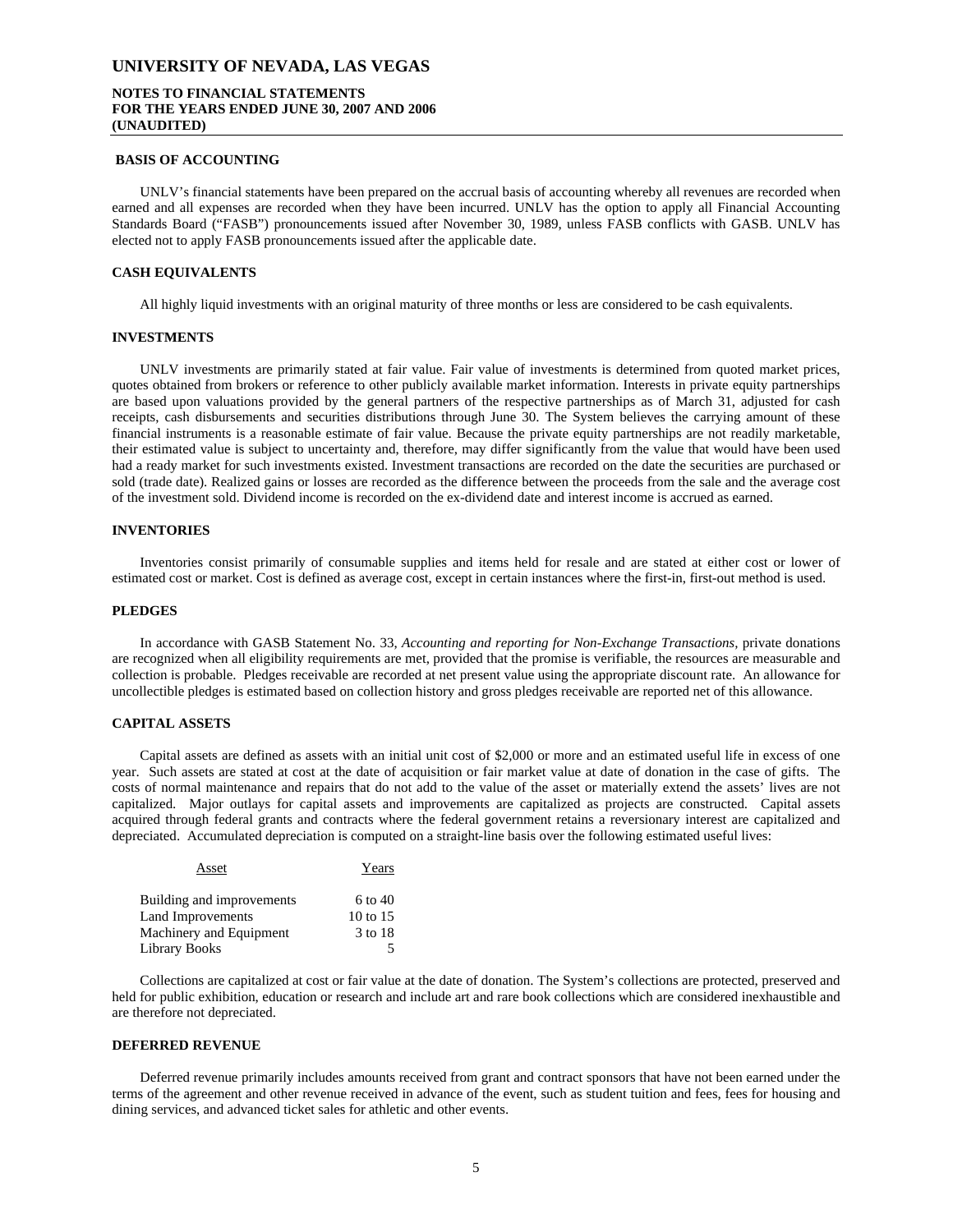### BASIS OF ACCOUNTING

UNLV's financial statements have been prepared on the accrual basis of accounting whereby all revenues are recorded when earned and all expenses are recorded when they have been incurred. UNLV has the option to apply all Financial Accounting Standards Board ("FASB") pronouncements issued after November 30, 1989, unless FASB conflicts with GASB. UNLV has elected not to apply FASB pronouncements issued after the applicable date.

### CASH EQUIVALENTS

All highly liquid investments with an original maturity of three months or less are considered to be cash equivalents.

### INVESTMENTS

UNLV investments are primarily stated at fair value. Fair value of investments is determined from quoted market prices, quotes obtained from brokers or reference to other publicly available market information. Interests in private equity partnerships are based upon valuations provided by the general partners of the respective partnerships as of March 31, adjusted for cash receipts, cash disbursements and securities distributions through June 30. The System believes the carrying amount of these financial instruments is a reasonable estimate of fair value. Because the private equity partnerships are not readily marketable, their estimated value is subject to uncertainty and, therefore, may differ significantly from the value that would have been used had a ready market for such investments existed. Investment transactions are recorded on the date the securities are purchased or sold (trade date). Realized gains or losses are recorded as the difference between the proceeds from the sale and the average cost of the investment sold. Dividend income is recorded on the ex-dividend date and interest income is accrued as earned.

### INVENTORIES

Inventories consist primarily of consumable supplies and items held for resale and are stated at either cost or lower of estimated cost or market. Cost is defined as average cost, except in certain instances where the first-in, first-out method is used.

### PLEDGES

In accordance with GASB Statement No. 33, *Accounting and reporting for Non-Exchange Transactions*, private donations are recognized when all eligibility requirements are met, provided that the promise is verifiable, the resources are measurable and collection is probable. Pledges receivable are recorded at net present value using the appropriate discount rate. An allowance for uncollectible pledges is estimated based on collection history and gross pledges receivable are reported net of this allowance.

### CAPITAL ASSETS

Capital assets are defined as assets with an initial unit cost of $2,000 or more and an estimated useful life in excess of one year. Such assets are stated at cost at the date of acquisition or fair market value at date of donation in the case of gifts. The costs of normal maintenance and repairs that do not add to the value of the asset or materially extend the assets' lives are not capitalized. Major outlays for capital assets and improvements are capitalized as projects are constructed. Capital assets acquired through federal grants and contracts where the federal government retains a reversionary interest are capitalized and depreciated. Accumulated depreciation is computed on a straight-line basis over the following estimated useful lives:

| Asset | Years |
|---|---|
| Building and improvements | 6 to 40 |
| Land Improvements | 10 to 15 |
| Machinery and Equipment | 3 to 18 |
| Library Books | 5 |

Collections are capitalized at cost or fair value at the date of donation. The System's collections are protected, preserved and held for public exhibition, education or research and include art and rare book collections which are considered inexhaustible and are therefore not depreciated.

### DEFERRED REVENUE

Deferred revenue primarily includes amounts received from grant and contract sponsors that have not been earned under the terms of the agreement and other revenue received in advance of the event, such as student tuition and fees, fees for housing and dining services, and advanced ticket sales for athletic and other events.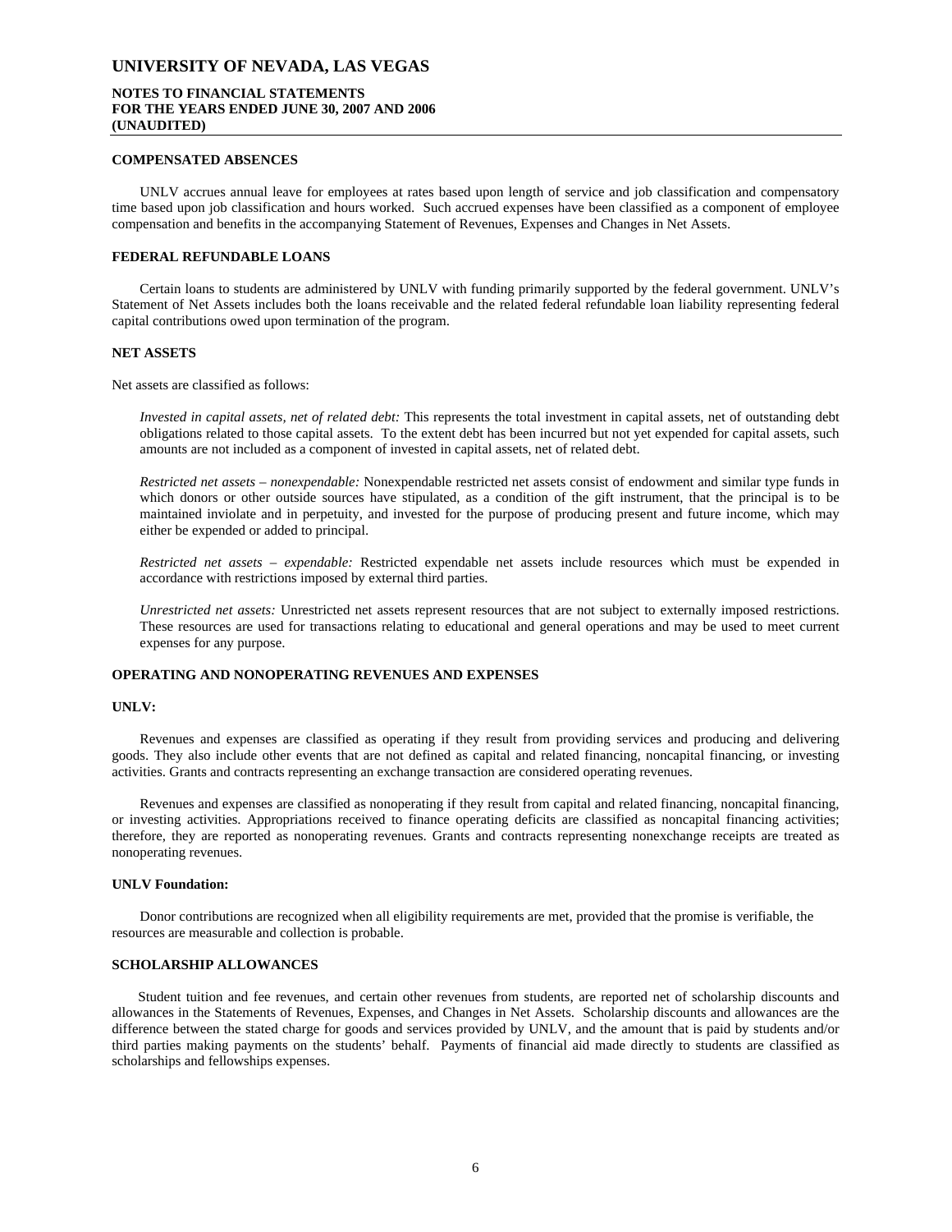**COMPENSATED ABSENCES**

UNLV accrues annual leave for employees at rates based upon length of service and job classification and compensatory time based upon job classification and hours worked. Such accrued expenses have been classified as a component of employee compensation and benefits in the accompanying Statement of Revenues, Expenses and Changes in Net Assets.

**FEDERAL REFUNDABLE LOANS**

Certain loans to students are administered by UNLV with funding primarily supported by the federal government. UNLV's Statement of Net Assets includes both the loans receivable and the related federal refundable loan liability representing federal capital contributions owed upon termination of the program.

**NET ASSETS**

Net assets are classified as follows:

*Invested in capital assets, net of related debt:* This represents the total investment in capital assets, net of outstanding debt obligations related to those capital assets. To the extent debt has been incurred but not yet expended for capital assets, such amounts are not included as a component of invested in capital assets, net of related debt.

*Restricted net assets – nonexpendable:* Nonexpendable restricted net assets consist of endowment and similar type funds in which donors or other outside sources have stipulated, as a condition of the gift instrument, that the principal is to be maintained inviolate and in perpetuity, and invested for the purpose of producing present and future income, which may either be expended or added to principal.

*Restricted net assets – expendable:* Restricted expendable net assets include resources which must be expended in accordance with restrictions imposed by external third parties.

*Unrestricted net assets:* Unrestricted net assets represent resources that are not subject to externally imposed restrictions. These resources are used for transactions relating to educational and general operations and may be used to meet current expenses for any purpose.

**OPERATING AND NONOPERATING REVENUES AND EXPENSES**

**UNLV:**

Revenues and expenses are classified as operating if they result from providing services and producing and delivering goods. They also include other events that are not defined as capital and related financing, noncapital financing, or investing activities. Grants and contracts representing an exchange transaction are considered operating revenues.

Revenues and expenses are classified as nonoperating if they result from capital and related financing, noncapital financing, or investing activities. Appropriations received to finance operating deficits are classified as noncapital financing activities; therefore, they are reported as nonoperating revenues. Grants and contracts representing nonexchange receipts are treated as nonoperating revenues.

**UNLV Foundation:**

Donor contributions are recognized when all eligibility requirements are met, provided that the promise is verifiable, the resources are measurable and collection is probable.

**SCHOLARSHIP ALLOWANCES**

Student tuition and fee revenues, and certain other revenues from students, are reported net of scholarship discounts and allowances in the Statements of Revenues, Expenses, and Changes in Net Assets. Scholarship discounts and allowances are the difference between the stated charge for goods and services provided by UNLV, and the amount that is paid by students and/or third parties making payments on the students' behalf. Payments of financial aid made directly to students are classified as scholarships and fellowships expenses.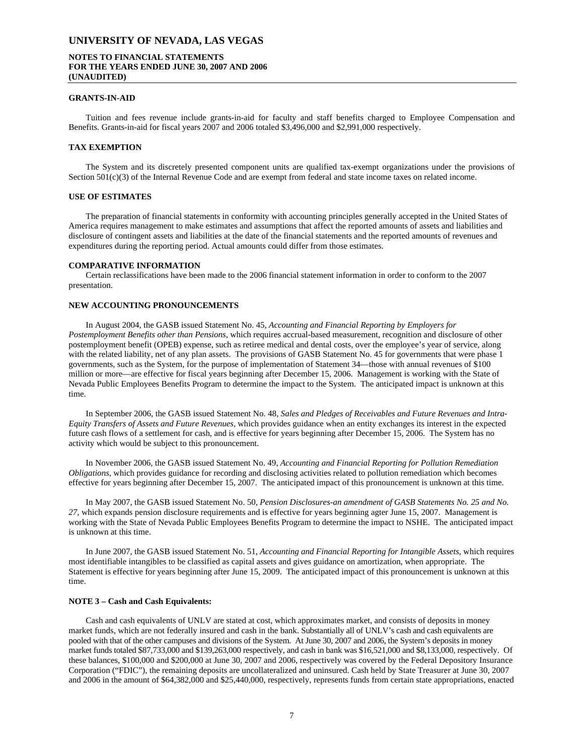#### GRANTS-IN-AID

Tuition and fees revenue include grants-in-aid for faculty and staff benefits charged to Employee Compensation and Benefits. Grants-in-aid for fiscal years 2007 and 2006 totaled $3,496,000 and $2,991,000 respectively.

#### TAX EXEMPTION

The System and its discretely presented component units are qualified tax-exempt organizations under the provisions of Section 501(c)(3) of the Internal Revenue Code and are exempt from federal and state income taxes on related income.

#### USE OF ESTIMATES

The preparation of financial statements in conformity with accounting principles generally accepted in the United States of America requires management to make estimates and assumptions that affect the reported amounts of assets and liabilities and disclosure of contingent assets and liabilities at the date of the financial statements and the reported amounts of revenues and expenditures during the reporting period. Actual amounts could differ from those estimates.

#### COMPARATIVE INFORMATION

Certain reclassifications have been made to the 2006 financial statement information in order to conform to the 2007 presentation.

#### NEW ACCOUNTING PRONOUNCEMENTS

In August 2004, the GASB issued Statement No. 45, *Accounting and Financial Reporting by Employers for Postemployment Benefits other than Pensions,* which requires accrual-based measurement, recognition and disclosure of other postemployment benefit (OPEB) expense, such as retiree medical and dental costs, over the employee's year of service, along with the related liability, net of any plan assets. The provisions of GASB Statement No. 45 for governments that were phase 1 governments, such as the System, for the purpose of implementation of Statement 34—those with annual revenues of $100 million or more—are effective for fiscal years beginning after December 15, 2006. Management is working with the State of Nevada Public Employees Benefits Program to determine the impact to the System. The anticipated impact is unknown at this time.

In September 2006, the GASB issued Statement No. 48, *Sales and Pledges of Receivables and Future Revenues and Intra-Equity Transfers of Assets and Future Revenues*, which provides guidance when an entity exchanges its interest in the expected future cash flows of a settlement for cash, and is effective for years beginning after December 15, 2006. The System has no activity which would be subject to this pronouncement.

In November 2006, the GASB issued Statement No. 49, *Accounting and Financial Reporting for Pollution Remediation Obligations,* which provides guidance for recording and disclosing activities related to pollution remediation which becomes effective for years beginning after December 15, 2007. The anticipated impact of this pronouncement is unknown at this time.

In May 2007, the GASB issued Statement No. 50, *Pension Disclosures-an amendment of GASB Statements No. 25 and No. 27,* which expands pension disclosure requirements and is effective for years beginning agter June 15, 2007. Management is working with the State of Nevada Public Employees Benefits Program to determine the impact to NSHE. The anticipated impact is unknown at this time.

In June 2007, the GASB issued Statement No. 51, *Accounting and Financial Reporting for Intangible Assets,* which requires most identifiable intangibles to be classified as capital assets and gives guidance on amortization, when appropriate. The Statement is effective for years beginning after June 15, 2009. The anticipated impact of this pronouncement is unknown at this time.

#### NOTE 3 – Cash and Cash Equivalents:

Cash and cash equivalents of UNLV are stated at cost, which approximates market, and consists of deposits in money market funds, which are not federally insured and cash in the bank. Substantially all of UNLV's cash and cash equivalents are pooled with that of the other campuses and divisions of the System. At June 30, 2007 and 2006, the System's deposits in money market funds totaled $87,733,000 and $139,263,000 respectively, and cash in bank was $16,521,000 and $8,133,000, respectively. Of these balances, $100,000 and $200,000 at June 30, 2007 and 2006, respectively was covered by the Federal Depository Insurance Corporation ("FDIC"), the remaining deposits are uncollateralized and uninsured. Cash held by State Treasurer at June 30, 2007 and 2006 in the amount of $64,382,000 and $25,440,000, respectively, represents funds from certain state appropriations, enacted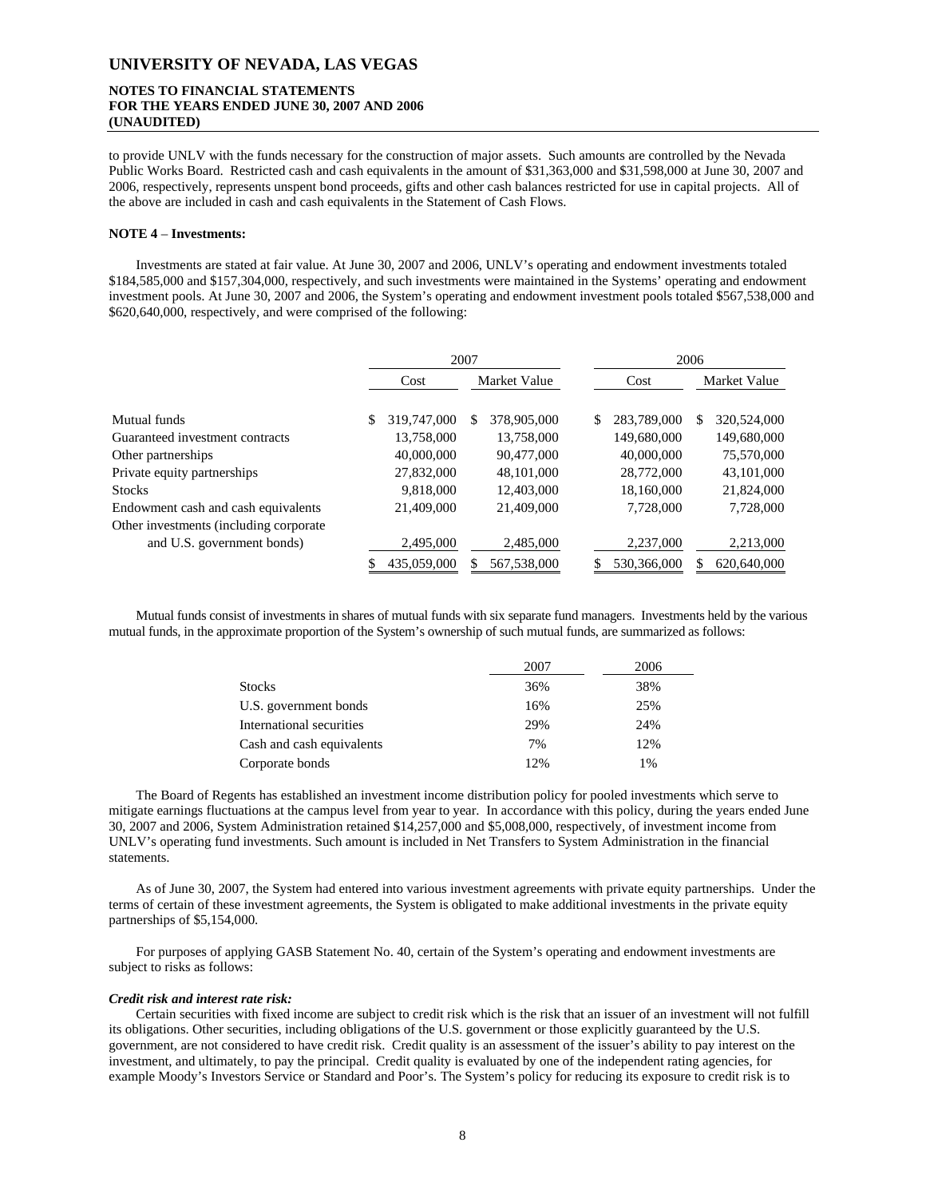to provide UNLV with the funds necessary for the construction of major assets. Such amounts are controlled by the Nevada Public Works Board. Restricted cash and cash equivalents in the amount of $31,363,000 and $31,598,000 at June 30, 2007 and 2006, respectively, represents unspent bond proceeds, gifts and other cash balances restricted for use in capital projects. All of the above are included in cash and cash equivalents in the Statement of Cash Flows.

**NOTE 4** – **Investments:**

Investments are stated at fair value. At June 30, 2007 and 2006, UNLV's operating and endowment investments totaled $184,585,000 and $157,304,000, respectively, and such investments were maintained in the Systems' operating and endowment investment pools. At June 30, 2007 and 2006, the System's operating and endowment investment pools totaled $567,538,000 and $620,640,000, respectively, and were comprised of the following:

| | 2007 | | 2006 | |
|---|---|---|---|---|
| | Cost | Market Value | Cost | Market Value |
| Mutual funds | $ 319,747,000 | $ 378,905,000 | $ 283,789,000 | $ 320,524,000 |
| Guaranteed investment contracts | 13,758,000 | 13,758,000 | 149,680,000 | 149,680,000 |
| Other partnerships | 40,000,000 | 90,477,000 | 40,000,000 | 75,570,000 |
| Private equity partnerships | 27,832,000 | 48,101,000 | 28,772,000 | 43,101,000 |
| Stocks | 9,818,000 | 12,403,000 | 18,160,000 | 21,824,000 |
| Endowment cash and cash equivalents | 21,409,000 | 21,409,000 | 7,728,000 | 7,728,000 |
| Other investments (including corporate and U.S. government bonds) | 2,495,000 | 2,485,000 | 2,237,000 | 2,213,000 |
| | $ 435,059,000 | $ 567,538,000 | $ 530,366,000 | $ 620,640,000 |

Mutual funds consist of investments in shares of mutual funds with six separate fund managers. Investments held by the various mutual funds, in the approximate proportion of the System's ownership of such mutual funds, are summarized as follows:

| | 2007 | 2006 |
|---|---|---|
| Stocks | 36% | 38% |
| U.S. government bonds | 16% | 25% |
| International securities | 29% | 24% |
| Cash and cash equivalents | 7% | 12% |
| Corporate bonds | 12% | 1% |

The Board of Regents has established an investment income distribution policy for pooled investments which serve to mitigate earnings fluctuations at the campus level from year to year. In accordance with this policy, during the years ended June 30, 2007 and 2006, System Administration retained $14,257,000 and $5,008,000, respectively, of investment income from UNLV's operating fund investments. Such amount is included in Net Transfers to System Administration in the financial statements.

As of June 30, 2007, the System had entered into various investment agreements with private equity partnerships. Under the terms of certain of these investment agreements, the System is obligated to make additional investments in the private equity partnerships of $5,154,000.

For purposes of applying GASB Statement No. 40, certain of the System's operating and endowment investments are subject to risks as follows:

***Credit risk and interest rate risk:***

Certain securities with fixed income are subject to credit risk which is the risk that an issuer of an investment will not fulfill its obligations. Other securities, including obligations of the U.S. government or those explicitly guaranteed by the U.S. government, are not considered to have credit risk. Credit quality is an assessment of the issuer's ability to pay interest on the investment, and ultimately, to pay the principal. Credit quality is evaluated by one of the independent rating agencies, for example Moody's Investors Service or Standard and Poor's. The System's policy for reducing its exposure to credit risk is to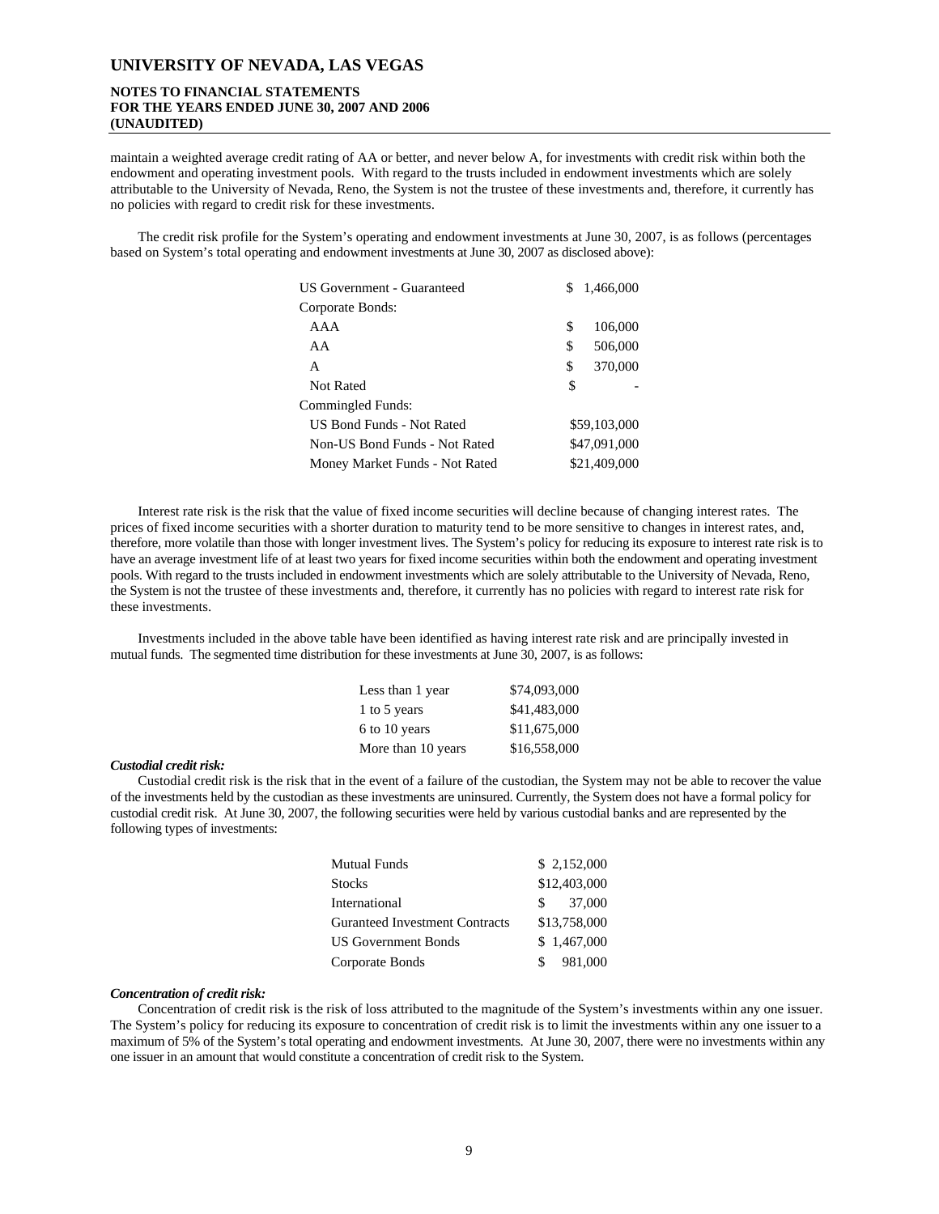maintain a weighted average credit rating of AA or better, and never below A, for investments with credit risk within both the endowment and operating investment pools. With regard to the trusts included in endowment investments which are solely attributable to the University of Nevada, Reno, the System is not the trustee of these investments and, therefore, it currently has no policies with regard to credit risk for these investments.

The credit risk profile for the System's operating and endowment investments at June 30, 2007, is as follows (percentages based on System's total operating and endowment investments at June 30, 2007 as disclosed above):

| | |
|---|---|
| US Government - Guaranteed | $ 1,466,000 |
| Corporate Bonds: | |
| AAA | $ 106,000 |
| AA | $ 506,000 |
| A | $ 370,000 |
| Not Rated | $ - |
| Commingled Funds: | |
| US Bond Funds - Not Rated | $59,103,000 |
| Non-US Bond Funds - Not Rated | $47,091,000 |
| Money Market Funds - Not Rated | $21,409,000 |

Interest rate risk is the risk that the value of fixed income securities will decline because of changing interest rates. The prices of fixed income securities with a shorter duration to maturity tend to be more sensitive to changes in interest rates, and, therefore, more volatile than those with longer investment lives. The System's policy for reducing its exposure to interest rate risk is to have an average investment life of at least two years for fixed income securities within both the endowment and operating investment pools. With regard to the trusts included in endowment investments which are solely attributable to the University of Nevada, Reno, the System is not the trustee of these investments and, therefore, it currently has no policies with regard to interest rate risk for these investments.

Investments included in the above table have been identified as having interest rate risk and are principally invested in mutual funds. The segmented time distribution for these investments at June 30, 2007, is as follows:

| | |
|---|---|
| Less than 1 year | $74,093,000 |
| 1 to 5 years | $41,483,000 |
| 6 to 10 years | $11,675,000 |
| More than 10 years | $16,558,000 |

***Custodial credit risk:***

Custodial credit risk is the risk that in the event of a failure of the custodian, the System may not be able to recover the value of the investments held by the custodian as these investments are uninsured. Currently, the System does not have a formal policy for custodial credit risk. At June 30, 2007, the following securities were held by various custodial banks and are represented by the following types of investments:

| | |
|---|---|
| Mutual Funds | $ 2,152,000 |
| Stocks | $12,403,000 |
| International | $ 37,000 |
| Guranteed Investment Contracts | $13,758,000 |
| US Government Bonds | $ 1,467,000 |
| Corporate Bonds | $ 981,000 |

***Concentration of credit risk:***

Concentration of credit risk is the risk of loss attributed to the magnitude of the System's investments within any one issuer. The System's policy for reducing its exposure to concentration of credit risk is to limit the investments within any one issuer to a maximum of 5% of the System's total operating and endowment investments. At June 30, 2007, there were no investments within any one issuer in an amount that would constitute a concentration of credit risk to the System.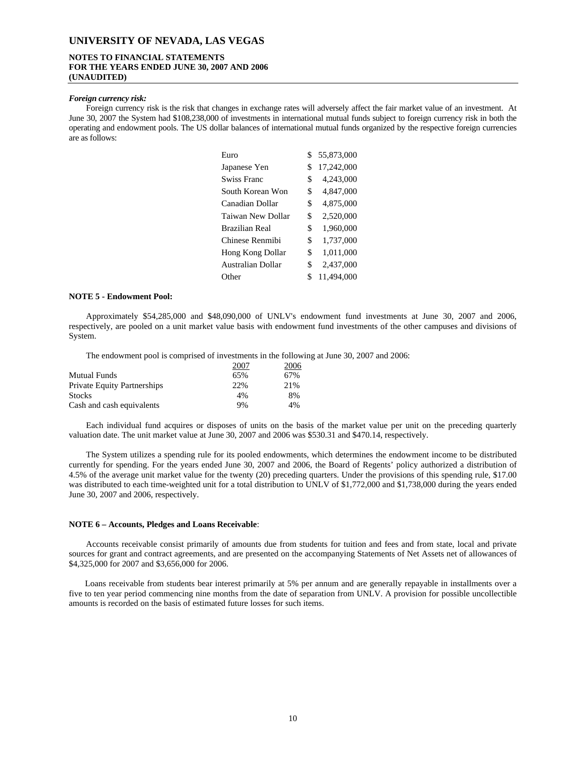***Foreign currency risk:***

Foreign currency risk is the risk that changes in exchange rates will adversely affect the fair market value of an investment. At June 30, 2007 the System had $108,238,000 of investments in international mutual funds subject to foreign currency risk in both the operating and endowment pools. The US dollar balances of international mutual funds organized by the respective foreign currencies are as follows:

| | |
|---|---|
| Euro | $ 55,873,000 |
| Japanese Yen | $ 17,242,000 |
| Swiss Franc | $ 4,243,000 |
| South Korean Won | $ 4,847,000 |
| Canadian Dollar | $ 4,875,000 |
| Taiwan New Dollar | $ 2,520,000 |
| Brazilian Real | $ 1,960,000 |
| Chinese Renmibi | $ 1,737,000 |
| Hong Kong Dollar | $ 1,011,000 |
| Australian Dollar | $ 2,437,000 |
| Other | $ 11,494,000 |

**NOTE 5 - Endowment Pool:**

Approximately $54,285,000 and $48,090,000 of UNLV's endowment fund investments at June 30, 2007 and 2006, respectively, are pooled on a unit market value basis with endowment fund investments of the other campuses and divisions of System.

The endowment pool is comprised of investments in the following at June 30, 2007 and 2006:

| | 2007 | 2006 |
|---|---|---|
| Mutual Funds | 65% | 67% |
| Private Equity Partnerships | 22% | 21% |
| Stocks | 4% | 8% |
| Cash and cash equivalents | 9% | 4% |

Each individual fund acquires or disposes of units on the basis of the market value per unit on the preceding quarterly valuation date. The unit market value at June 30, 2007 and 2006 was $530.31 and $470.14, respectively.

The System utilizes a spending rule for its pooled endowments, which determines the endowment income to be distributed currently for spending. For the years ended June 30, 2007 and 2006, the Board of Regents' policy authorized a distribution of 4.5% of the average unit market value for the twenty (20) preceding quarters. Under the provisions of this spending rule, $17.00 was distributed to each time-weighted unit for a total distribution to UNLV of $1,772,000 and $1,738,000 during the years ended June 30, 2007 and 2006, respectively.

**NOTE 6 – Accounts, Pledges and Loans Receivable**:

Accounts receivable consist primarily of amounts due from students for tuition and fees and from state, local and private sources for grant and contract agreements, and are presented on the accompanying Statements of Net Assets net of allowances of $4,325,000 for 2007 and $3,656,000 for 2006.

Loans receivable from students bear interest primarily at 5% per annum and are generally repayable in installments over a five to ten year period commencing nine months from the date of separation from UNLV. A provision for possible uncollectible amounts is recorded on the basis of estimated future losses for such items.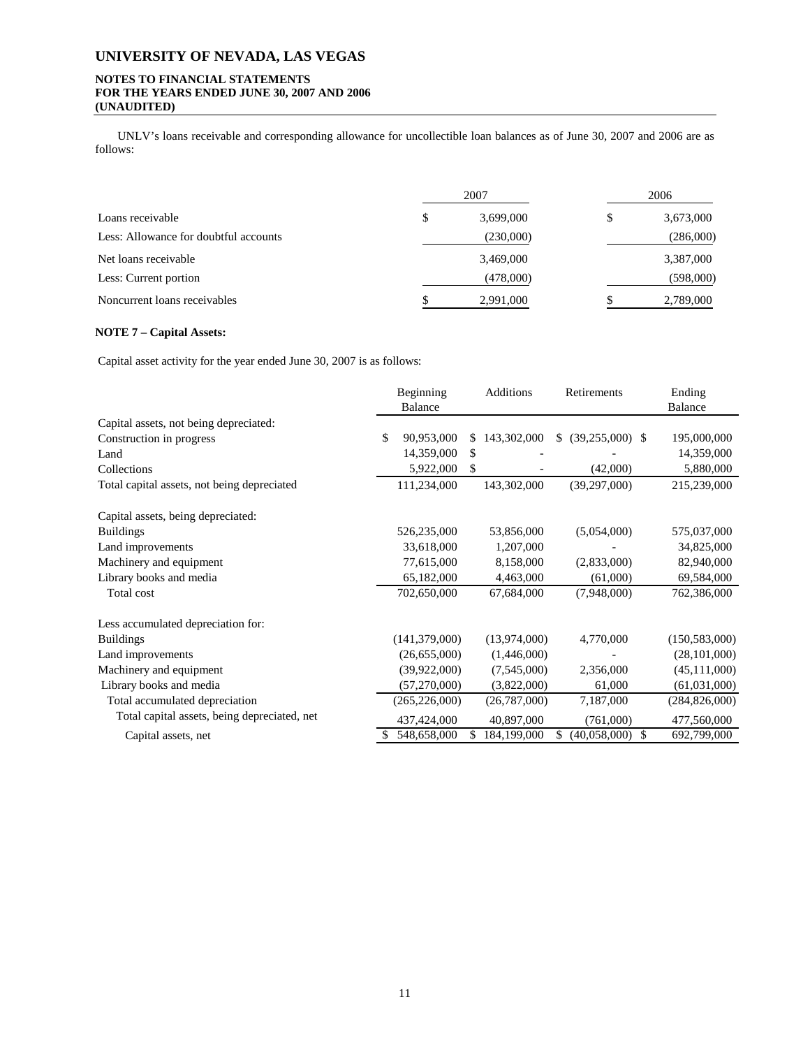UNLV's loans receivable and corresponding allowance for uncollectible loan balances as of June 30, 2007 and 2006 are as follows:

| | 2007 | 2006 |
|---|---|---|
| Loans receivable | $ 3,699,000 | $ 3,673,000 |
| Less: Allowance for doubtful accounts | (230,000) | (286,000) |
| Net loans receivable | 3,469,000 | 3,387,000 |
| Less: Current portion | (478,000) | (598,000) |
| Noncurrent loans receivables | $ 2,991,000 | $ 2,789,000 |

**NOTE 7 – Capital Assets:**

Capital asset activity for the year ended June 30, 2007 is as follows:

| | Beginning Balance | Additions | Retirements | Ending Balance |
|---|---|---|---|---|
| Capital assets, not being depreciated: | | | | |
| Construction in progress | $ 90,953,000 | $ 143,302,000 | $ (39,255,000) | $ 195,000,000 |
| Land | 14,359,000 | $ - | - | 14,359,000 |
| Collections | 5,922,000 | $ - | (42,000) | 5,880,000 |
| Total capital assets, not being depreciated | 111,234,000 | 143,302,000 | (39,297,000) | 215,239,000 |
| Capital assets, being depreciated: | | | | |
| Buildings | 526,235,000 | 53,856,000 | (5,054,000) | 575,037,000 |
| Land improvements | 33,618,000 | 1,207,000 | - | 34,825,000 |
| Machinery and equipment | 77,615,000 | 8,158,000 | (2,833,000) | 82,940,000 |
| Library books and media | 65,182,000 | 4,463,000 | (61,000) | 69,584,000 |
| Total cost | 702,650,000 | 67,684,000 | (7,948,000) | 762,386,000 |
| Less accumulated depreciation for: | | | | |
| Buildings | (141,379,000) | (13,974,000) | 4,770,000 | (150,583,000) |
| Land improvements | (26,655,000) | (1,446,000) | - | (28,101,000) |
| Machinery and equipment | (39,922,000) | (7,545,000) | 2,356,000 | (45,111,000) |
| Library books and media | (57,270,000) | (3,822,000) | 61,000 | (61,031,000) |
| Total accumulated depreciation | (265,226,000) | (26,787,000) | 7,187,000 | (284,826,000) |
| Total capital assets, being depreciated, net | 437,424,000 | 40,897,000 | (761,000) | 477,560,000 |
| Capital assets, net | $ 548,658,000 | $ 184,199,000 | $ (40,058,000) | $ 692,799,000 |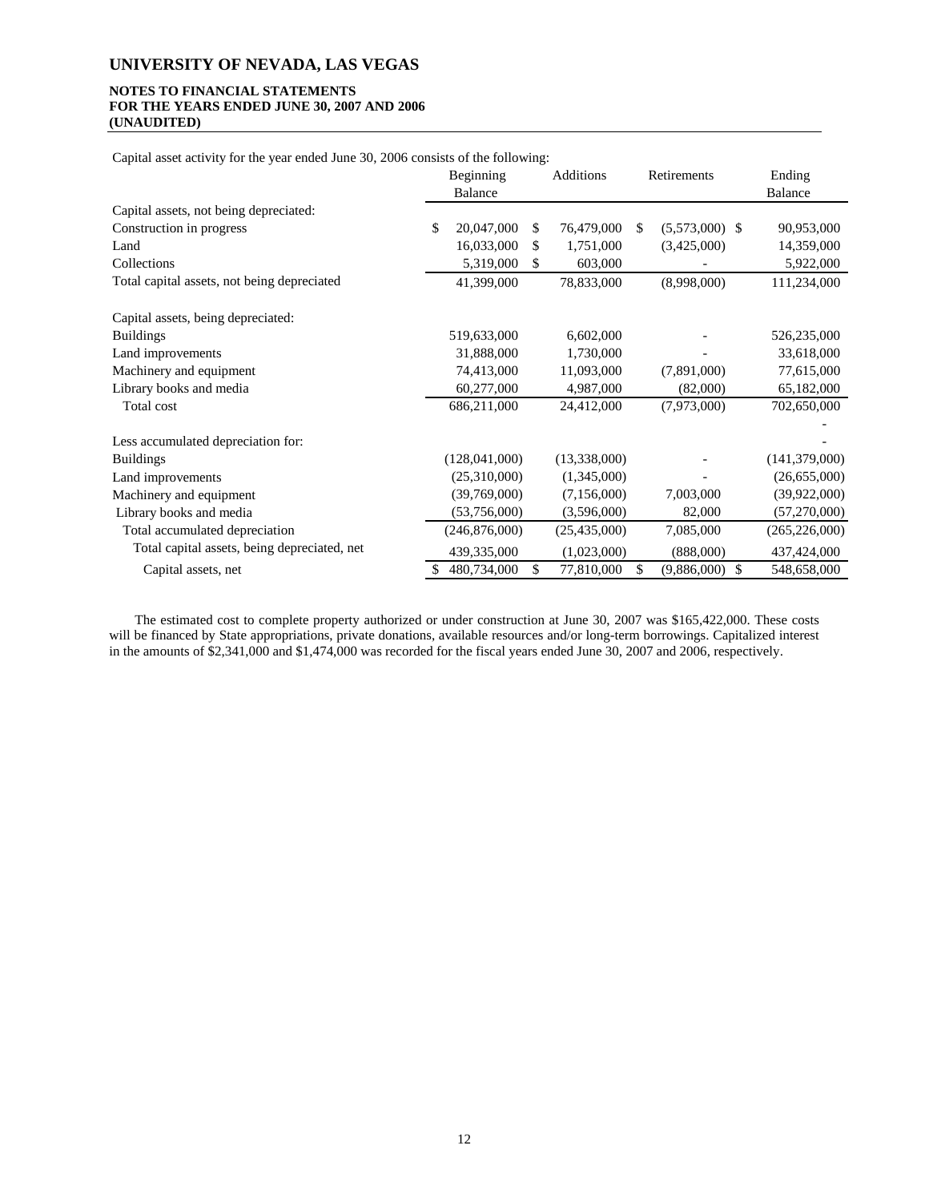# UNIVERSITY OF NEVADA, LAS VEGAS

**NOTES TO FINANCIAL STATEMENTS**
**FOR THE YEARS ENDED JUNE 30, 2007 AND 2006**
**(UNAUDITED)**

Capital asset activity for the year ended June 30, 2006 consists of the following:

| | Beginning Balance | Additions | Retirements | Ending Balance |
|---|---|---|---|---|
| Capital assets, not being depreciated: | | | | |
| Construction in progress | $ 20,047,000 | $ 76,479,000 | $ (5,573,000) | $ 90,953,000 |
| Land | 16,033,000 | $ 1,751,000 | (3,425,000) | 14,359,000 |
| Collections | 5,319,000 | $ 603,000 | - | 5,922,000 |
| Total capital assets, not being depreciated | 41,399,000 | 78,833,000 | (8,998,000) | 111,234,000 |
| | | | | |
| Capital assets, being depreciated: | | | | |
| Buildings | 519,633,000 | 6,602,000 | - | 526,235,000 |
| Land improvements | 31,888,000 | 1,730,000 | - | 33,618,000 |
| Machinery and equipment | 74,413,000 | 11,093,000 | (7,891,000) | 77,615,000 |
| Library books and media | 60,277,000 | 4,987,000 | (82,000) | 65,182,000 |
| Total cost | 686,211,000 | 24,412,000 | (7,973,000) | 702,650,000 |
| | | | | - |
| Less accumulated depreciation for: | | | | - |
| Buildings | (128,041,000) | (13,338,000) | - | (141,379,000) |
| Land improvements | (25,310,000) | (1,345,000) | - | (26,655,000) |
| Machinery and equipment | (39,769,000) | (7,156,000) | 7,003,000 | (39,922,000) |
| Library books and media | (53,756,000) | (3,596,000) | 82,000 | (57,270,000) |
| Total accumulated depreciation | (246,876,000) | (25,435,000) | 7,085,000 | (265,226,000) |
| Total capital assets, being depreciated, net | 439,335,000 | (1,023,000) | (888,000) | 437,424,000 |
| Capital assets, net | $ 480,734,000 | $ 77,810,000 | $ (9,886,000) | $ 548,658,000 |

The estimated cost to complete property authorized or under construction at June 30, 2007 was $165,422,000. These costs will be financed by State appropriations, private donations, available resources and/or long-term borrowings. Capitalized interest in the amounts of $2,341,000 and $1,474,000 was recorded for the fiscal years ended June 30, 2007 and 2006, respectively.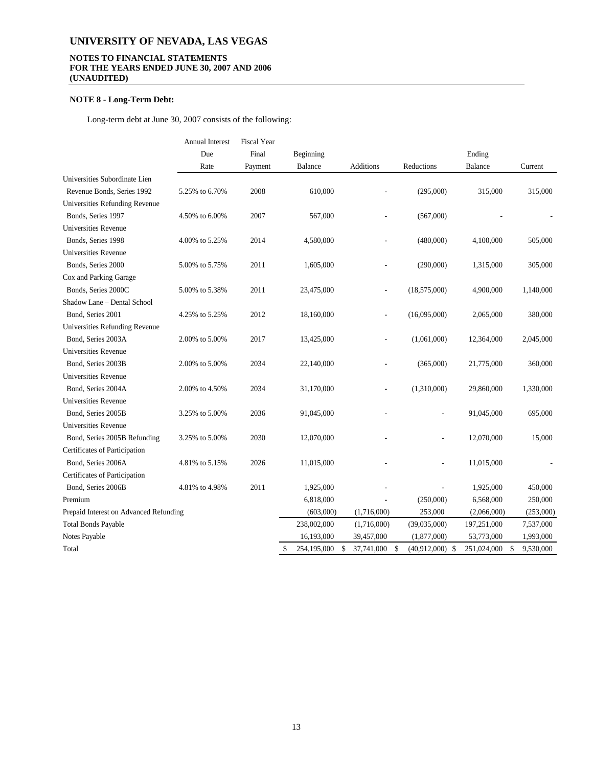# UNIVERSITY OF NEVADA, LAS VEGAS

**NOTES TO FINANCIAL STATEMENTS**
**FOR THE YEARS ENDED JUNE 30, 2007 AND 2006**
**(UNAUDITED)**

**NOTE 8 - Long-Term Debt:**

Long-term debt at June 30, 2007 consists of the following:

| | Annual Interest Due Rate | Fiscal Year Final Payment | Beginning Balance | Additions | Reductions | Ending Balance | Current |
|---|---|---|---|---|---|---|---|
| Universities Subordinate Lien Revenue Bonds, Series 1992 | 5.25% to 6.70% | 2008 | 610,000 | - | (295,000) | 315,000 | 315,000 |
| Universities Refunding Revenue Bonds, Series 1997 | 4.50% to 6.00% | 2007 | 567,000 | - | (567,000) | - | - |
| Universities Revenue Bonds, Series 1998 | 4.00% to 5.25% | 2014 | 4,580,000 | - | (480,000) | 4,100,000 | 505,000 |
| Universities Revenue Bonds, Series 2000 | 5.00% to 5.75% | 2011 | 1,605,000 | - | (290,000) | 1,315,000 | 305,000 |
| Cox and Parking Garage Bonds, Series 2000C | 5.00% to 5.38% | 2011 | 23,475,000 | - | (18,575,000) | 4,900,000 | 1,140,000 |
| Shadow Lane – Dental School Bond, Series 2001 | 4.25% to 5.25% | 2012 | 18,160,000 | - | (16,095,000) | 2,065,000 | 380,000 |
| Universities Refunding Revenue Bond, Series 2003A | 2.00% to 5.00% | 2017 | 13,425,000 | - | (1,061,000) | 12,364,000 | 2,045,000 |
| Universities Revenue Bond, Series 2003B | 2.00% to 5.00% | 2034 | 22,140,000 | - | (365,000) | 21,775,000 | 360,000 |
| Universities Revenue Bond, Series 2004A | 2.00% to 4.50% | 2034 | 31,170,000 | - | (1,310,000) | 29,860,000 | 1,330,000 |
| Universities Revenue Bond, Series 2005B | 3.25% to 5.00% | 2036 | 91,045,000 | - | - | 91,045,000 | 695,000 |
| Universities Revenue Bond, Series 2005B Refunding | 3.25% to 5.00% | 2030 | 12,070,000 | - | - | 12,070,000 | 15,000 |
| Certificates of Participation Bond, Series 2006A | 4.81% to 5.15% | 2026 | 11,015,000 | - | - | 11,015,000 | - |
| Certificates of Participation Bond, Series 2006B | 4.81% to 4.98% | 2011 | 1,925,000 | - | - | 1,925,000 | 450,000 |
| Premium | | | 6,818,000 | - | (250,000) | 6,568,000 | 250,000 |
| Prepaid Interest on Advanced Refunding | | | (603,000) | (1,716,000) | 253,000 | (2,066,000) | (253,000) |
| Total Bonds Payable | | | 238,002,000 | (1,716,000) | (39,035,000) | 197,251,000 | 7,537,000 |
| Notes Payable | | | 16,193,000 | 39,457,000 | (1,877,000) | 53,773,000 | 1,993,000 |
| Total | | | $ 254,195,000 | $ 37,741,000 | $ (40,912,000) | $ 251,024,000 | $ 9,530,000 |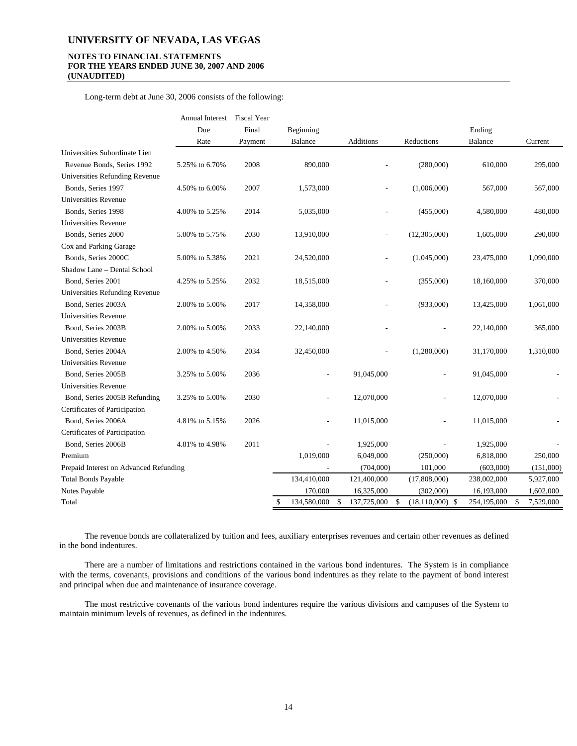Long-term debt at June 30, 2006 consists of the following:

| | Annual Interest Due Rate | Fiscal Year Final Payment | Beginning Balance | Additions | Reductions | Ending Balance | Current |
|---|---|---|---|---|---|---|---|
| Universities Subordinate Lien Revenue Bonds, Series 1992 | 5.25% to 6.70% | 2008 | 890,000 | - | (280,000) | 610,000 | 295,000 |
| Universities Refunding Revenue Bonds, Series 1997 | 4.50% to 6.00% | 2007 | 1,573,000 | - | (1,006,000) | 567,000 | 567,000 |
| Universities Revenue Bonds, Series 1998 | 4.00% to 5.25% | 2014 | 5,035,000 | - | (455,000) | 4,580,000 | 480,000 |
| Universities Revenue Bonds, Series 2000 | 5.00% to 5.75% | 2030 | 13,910,000 | - | (12,305,000) | 1,605,000 | 290,000 |
| Cox and Parking Garage Bonds, Series 2000C | 5.00% to 5.38% | 2021 | 24,520,000 | - | (1,045,000) | 23,475,000 | 1,090,000 |
| Shadow Lane – Dental School Bond, Series 2001 | 4.25% to 5.25% | 2032 | 18,515,000 | - | (355,000) | 18,160,000 | 370,000 |
| Universities Refunding Revenue Bond, Series 2003A | 2.00% to 5.00% | 2017 | 14,358,000 | - | (933,000) | 13,425,000 | 1,061,000 |
| Universities Revenue Bond, Series 2003B | 2.00% to 5.00% | 2033 | 22,140,000 | - | - | 22,140,000 | 365,000 |
| Universities Revenue Bond, Series 2004A | 2.00% to 4.50% | 2034 | 32,450,000 | - | (1,280,000) | 31,170,000 | 1,310,000 |
| Universities Revenue Bond, Series 2005B | 3.25% to 5.00% | 2036 | - | 91,045,000 | - | 91,045,000 | - |
| Universities Revenue Bond, Series 2005B Refunding | 3.25% to 5.00% | 2030 | - | 12,070,000 | - | 12,070,000 | - |
| Certificates of Participation Bond, Series 2006A | 4.81% to 5.15% | 2026 | - | 11,015,000 | - | 11,015,000 | - |
| Certificates of Participation Bond, Series 2006B | 4.81% to 4.98% | 2011 | - | 1,925,000 | - | 1,925,000 | - |
| Premium | | | 1,019,000 | 6,049,000 | (250,000) | 6,818,000 | 250,000 |
| Prepaid Interest on Advanced Refunding | | | - | (704,000) | 101,000 | (603,000) | (151,000) |
| Total Bonds Payable | | | 134,410,000 | 121,400,000 | (17,808,000) | 238,002,000 | 5,927,000 |
| Notes Payable | | | 170,000 | 16,325,000 | (302,000) | 16,193,000 | 1,602,000 |
| Total | | | $ 134,580,000 | $ 137,725,000 | $ (18,110,000) | $ 254,195,000 | $ 7,529,000 |

The revenue bonds are collateralized by tuition and fees, auxiliary enterprises revenues and certain other revenues as defined in the bond indentures.

There are a number of limitations and restrictions contained in the various bond indentures. The System is in compliance with the terms, covenants, provisions and conditions of the various bond indentures as they relate to the payment of bond interest and principal when due and maintenance of insurance coverage.

The most restrictive covenants of the various bond indentures require the various divisions and campuses of the System to maintain minimum levels of revenues, as defined in the indentures.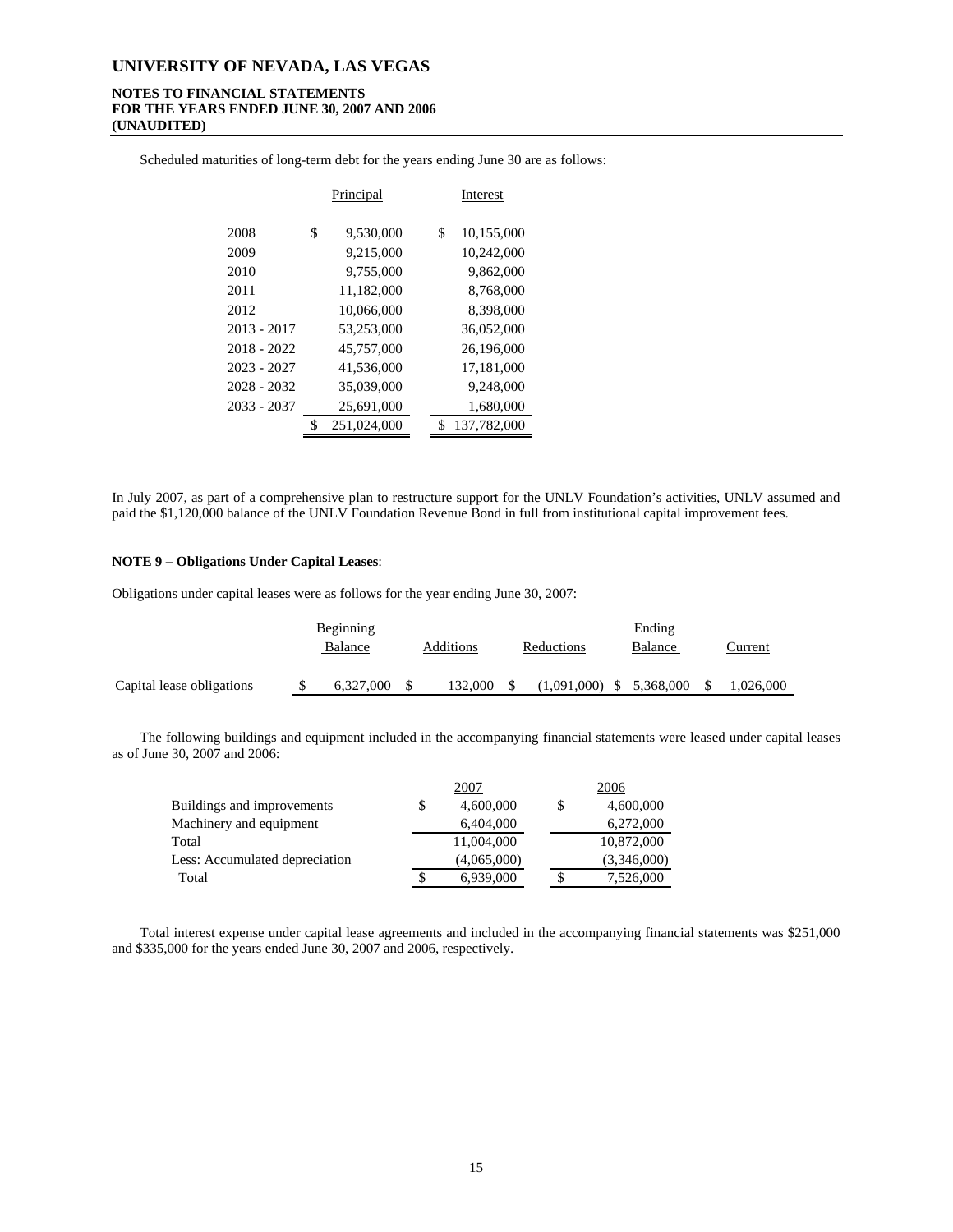Scheduled maturities of long-term debt for the years ending June 30 are as follows:

| | Principal | Interest |
|---|---|---|
| 2008 | $ 9,530,000 | $ 10,155,000 |
| 2009 | 9,215,000 | 10,242,000 |
| 2010 | 9,755,000 | 9,862,000 |
| 2011 | 11,182,000 | 8,768,000 |
| 2012 | 10,066,000 | 8,398,000 |
| 2013 - 2017 | 53,253,000 | 36,052,000 |
| 2018 - 2022 | 45,757,000 | 26,196,000 |
| 2023 - 2027 | 41,536,000 | 17,181,000 |
| 2028 - 2032 | 35,039,000 | 9,248,000 |
| 2033 - 2037 | 25,691,000 | 1,680,000 |
| | $ 251,024,000 | $ 137,782,000 |

In July 2007, as part of a comprehensive plan to restructure support for the UNLV Foundation's activities, UNLV assumed and paid the $1,120,000 balance of the UNLV Foundation Revenue Bond in full from institutional capital improvement fees.

**NOTE 9 – Obligations Under Capital Leases**:

Obligations under capital leases were as follows for the year ending June 30, 2007:

| | Beginning Balance | Additions | Reductions | Ending Balance | Current |
|---|---|---|---|---|---|
| Capital lease obligations | $ 6,327,000 | $ 132,000 | $ (1,091,000) | $ 5,368,000 | $ 1,026,000 |

The following buildings and equipment included in the accompanying financial statements were leased under capital leases as of June 30, 2007 and 2006:

| | 2007 | 2006 |
|---|---|---|
| Buildings and improvements | $ 4,600,000 | $ 4,600,000 |
| Machinery and equipment | 6,404,000 | 6,272,000 |
| Total | 11,004,000 | 10,872,000 |
| Less: Accumulated depreciation | (4,065,000) | (3,346,000) |
| Total | $ 6,939,000 | $ 7,526,000 |

Total interest expense under capital lease agreements and included in the accompanying financial statements was $251,000 and $335,000 for the years ended June 30, 2007 and 2006, respectively.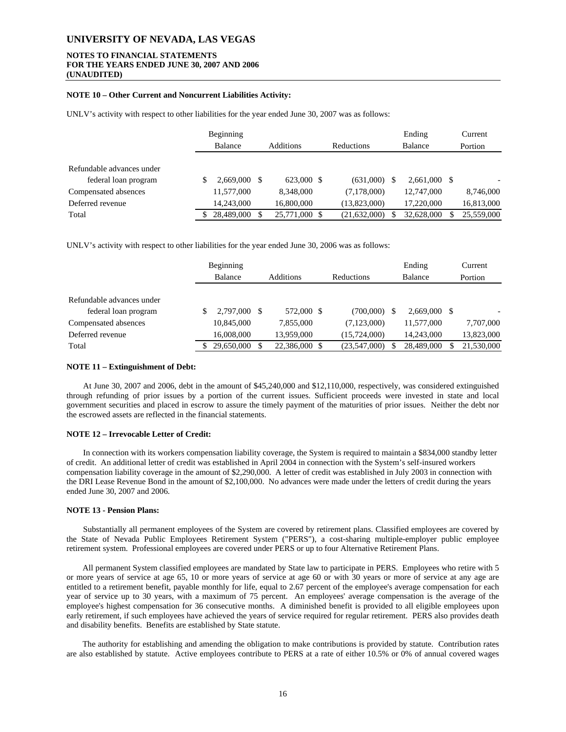# UNIVERSITY OF NEVADA, LAS VEGAS

**NOTES TO FINANCIAL STATEMENTS**
**FOR THE YEARS ENDED JUNE 30, 2007 AND 2006**
**(UNAUDITED)**

**NOTE 10 – Other Current and Noncurrent Liabilities Activity:**

UNLV's activity with respect to other liabilities for the year ended June 30, 2007 was as follows:

| | Beginning Balance | Additions | Reductions | Ending Balance | Current Portion |
|---|---|---|---|---|---|
| Refundable advances under federal loan program | $ 2,669,000 | $ 623,000 | $ (631,000) | $ 2,661,000 | $ - |
| Compensated absences | 11,577,000 | 8,348,000 | (7,178,000) | 12,747,000 | 8,746,000 |
| Deferred revenue | 14,243,000 | 16,800,000 | (13,823,000) | 17,220,000 | 16,813,000 |
| Total | $ 28,489,000 | $ 25,771,000 | $ (21,632,000) | $ 32,628,000 | $ 25,559,000 |

UNLV's activity with respect to other liabilities for the year ended June 30, 2006 was as follows:

| | Beginning Balance | Additions | Reductions | Ending Balance | Current Portion |
|---|---|---|---|---|---|
| Refundable advances under federal loan program | $ 2,797,000 | $ 572,000 | $ (700,000) | $ 2,669,000 | $ - |
| Compensated absences | 10,845,000 | 7,855,000 | (7,123,000) | 11,577,000 | 7,707,000 |
| Deferred revenue | 16,008,000 | 13,959,000 | (15,724,000) | 14,243,000 | 13,823,000 |
| Total | $ 29,650,000 | $ 22,386,000 | $ (23,547,000) | $ 28,489,000 | $ 21,530,000 |

**NOTE 11 – Extinguishment of Debt:**

At June 30, 2007 and 2006, debt in the amount of $45,240,000 and $12,110,000, respectively, was considered extinguished through refunding of prior issues by a portion of the current issues. Sufficient proceeds were invested in state and local government securities and placed in escrow to assure the timely payment of the maturities of prior issues. Neither the debt nor the escrowed assets are reflected in the financial statements.

**NOTE 12 – Irrevocable Letter of Credit:**

In connection with its workers compensation liability coverage, the System is required to maintain a $834,000 standby letter of credit. An additional letter of credit was established in April 2004 in connection with the System's self-insured workers compensation liability coverage in the amount of $2,290,000. A letter of credit was established in July 2003 in connection with the DRI Lease Revenue Bond in the amount of $2,100,000. No advances were made under the letters of credit during the years ended June 30, 2007 and 2006.

**NOTE 13 - Pension Plans:**

Substantially all permanent employees of the System are covered by retirement plans. Classified employees are covered by the State of Nevada Public Employees Retirement System ("PERS"), a cost-sharing multiple-employer public employee retirement system. Professional employees are covered under PERS or up to four Alternative Retirement Plans.

All permanent System classified employees are mandated by State law to participate in PERS. Employees who retire with 5 or more years of service at age 65, 10 or more years of service at age 60 or with 30 years or more of service at any age are entitled to a retirement benefit, payable monthly for life, equal to 2.67 percent of the employee's average compensation for each year of service up to 30 years, with a maximum of 75 percent. An employees' average compensation is the average of the employee's highest compensation for 36 consecutive months. A diminished benefit is provided to all eligible employees upon early retirement, if such employees have achieved the years of service required for regular retirement. PERS also provides death and disability benefits. Benefits are established by State statute.

The authority for establishing and amending the obligation to make contributions is provided by statute. Contribution rates are also established by statute. Active employees contribute to PERS at a rate of either 10.5% or 0% of annual covered wages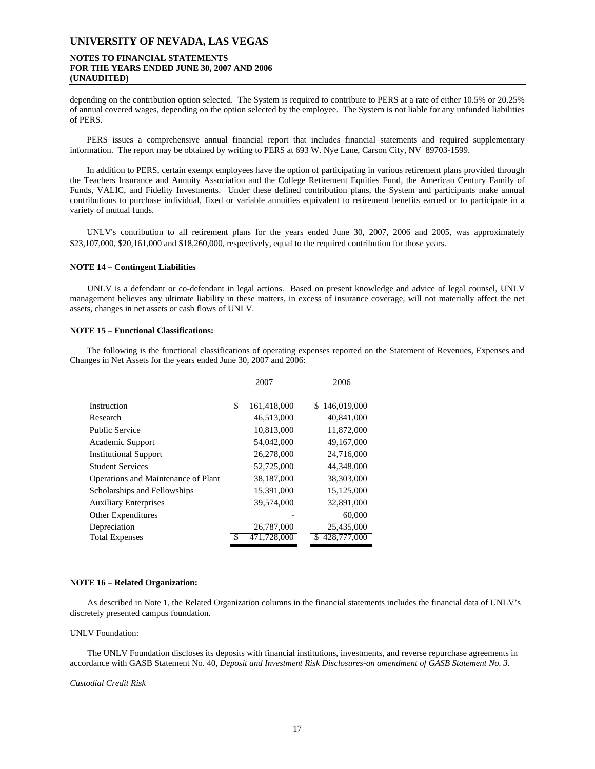depending on the contribution option selected. The System is required to contribute to PERS at a rate of either 10.5% or 20.25% of annual covered wages, depending on the option selected by the employee. The System is not liable for any unfunded liabilities of PERS.

PERS issues a comprehensive annual financial report that includes financial statements and required supplementary information. The report may be obtained by writing to PERS at 693 W. Nye Lane, Carson City, NV 89703-1599.

In addition to PERS, certain exempt employees have the option of participating in various retirement plans provided through the Teachers Insurance and Annuity Association and the College Retirement Equities Fund, the American Century Family of Funds, VALIC, and Fidelity Investments. Under these defined contribution plans, the System and participants make annual contributions to purchase individual, fixed or variable annuities equivalent to retirement benefits earned or to participate in a variety of mutual funds.

UNLV's contribution to all retirement plans for the years ended June 30, 2007, 2006 and 2005, was approximately $23,107,000, $20,161,000 and $18,260,000, respectively, equal to the required contribution for those years.

**NOTE 14 – Contingent Liabilities**

UNLV is a defendant or co-defendant in legal actions. Based on present knowledge and advice of legal counsel, UNLV management believes any ultimate liability in these matters, in excess of insurance coverage, will not materially affect the net assets, changes in net assets or cash flows of UNLV.

**NOTE 15 – Functional Classifications:**

The following is the functional classifications of operating expenses reported on the Statement of Revenues, Expenses and Changes in Net Assets for the years ended June 30, 2007 and 2006:

| | 2007 | 2006 |
|---|---|---|
| Instruction | $ 161,418,000 | $ 146,019,000 |
| Research | 46,513,000 | 40,841,000 |
| Public Service | 10,813,000 | 11,872,000 |
| Academic Support | 54,042,000 | 49,167,000 |
| Institutional Support | 26,278,000 | 24,716,000 |
| Student Services | 52,725,000 | 44,348,000 |
| Operations and Maintenance of Plant | 38,187,000 | 38,303,000 |
| Scholarships and Fellowships | 15,391,000 | 15,125,000 |
| Auxiliary Enterprises | 39,574,000 | 32,891,000 |
| Other Expenditures | - | 60,000 |
| Depreciation | 26,787,000 | 25,435,000 |
| Total Expenses | $ 471,728,000 | $ 428,777,000 |

**NOTE 16 – Related Organization:**

As described in Note 1, the Related Organization columns in the financial statements includes the financial data of UNLV's discretely presented campus foundation.

UNLV Foundation:

The UNLV Foundation discloses its deposits with financial institutions, investments, and reverse repurchase agreements in accordance with GASB Statement No. 40, *Deposit and Investment Risk Disclosures-an amendment of GASB Statement No. 3*.

*Custodial Credit Risk*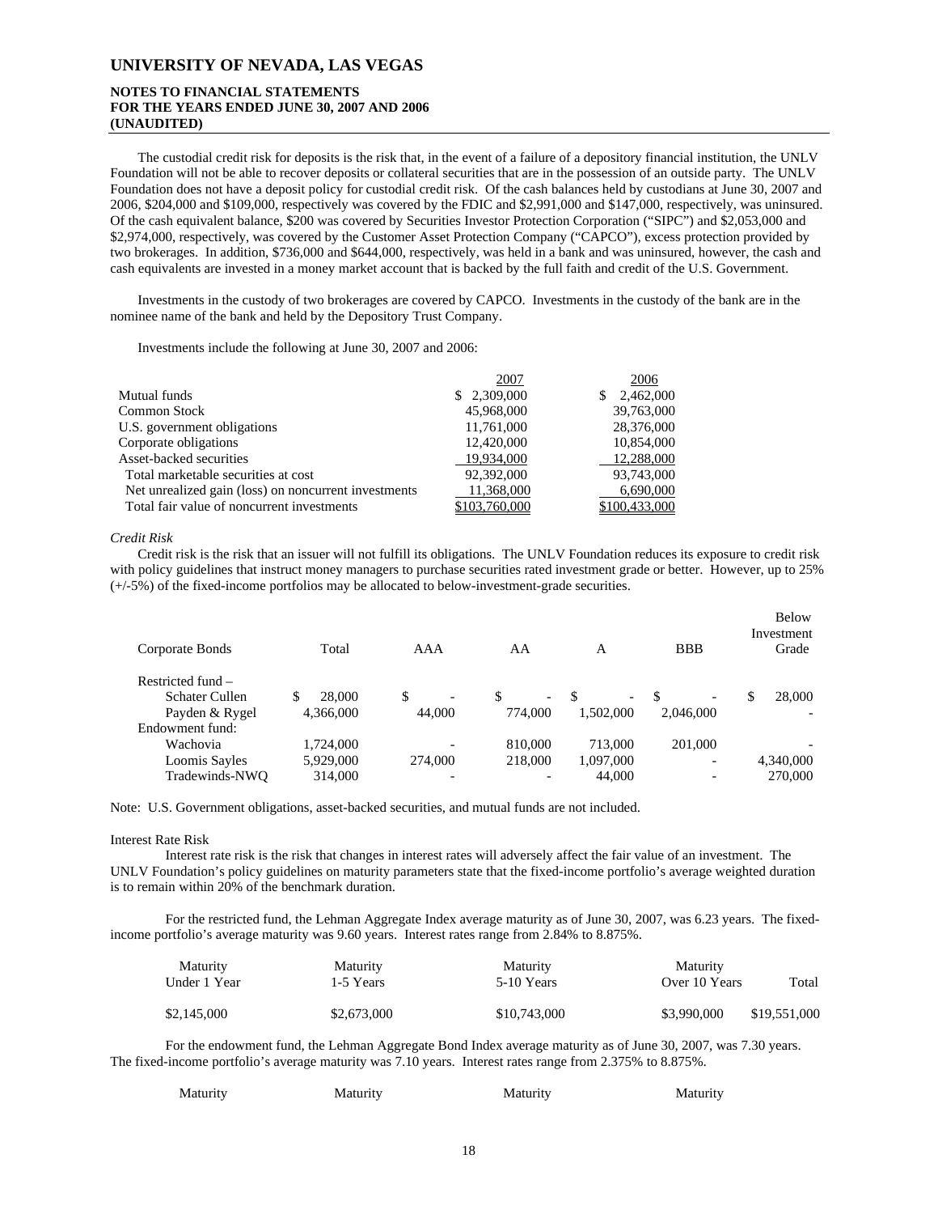# UNIVERSITY OF NEVADA, LAS VEGAS

**NOTES TO FINANCIAL STATEMENTS**
**FOR THE YEARS ENDED JUNE 30, 2007 AND 2006**
**(UNAUDITED)**

The custodial credit risk for deposits is the risk that, in the event of a failure of a depository financial institution, the UNLV Foundation will not be able to recover deposits or collateral securities that are in the possession of an outside party. The UNLV Foundation does not have a deposit policy for custodial credit risk. Of the cash balances held by custodians at June 30, 2007 and 2006, $204,000 and $109,000, respectively was covered by the FDIC and $2,991,000 and $147,000, respectively, was uninsured. Of the cash equivalent balance, $200 was covered by Securities Investor Protection Corporation ("SIPC") and $2,053,000 and $2,974,000, respectively, was covered by the Customer Asset Protection Company ("CAPCO"), excess protection provided by two brokerages. In addition, $736,000 and $644,000, respectively, was held in a bank and was uninsured, however, the cash and cash equivalents are invested in a money market account that is backed by the full faith and credit of the U.S. Government.

Investments in the custody of two brokerages are covered by CAPCO. Investments in the custody of the bank are in the nominee name of the bank and held by the Depository Trust Company.

Investments include the following at June 30, 2007 and 2006:

| | 2007 | 2006 |
|---|---|---|
| Mutual funds | $ 2,309,000 | $ 2,462,000 |
| Common Stock | 45,968,000 | 39,763,000 |
| U.S. government obligations | 11,761,000 | 28,376,000 |
| Corporate obligations | 12,420,000 | 10,854,000 |
| Asset-backed securities | 19,934,000 | 12,288,000 |
| Total marketable securities at cost | 92,392,000 | 93,743,000 |
| Net unrealized gain (loss) on noncurrent investments | 11,368,000 | 6,690,000 |
| Total fair value of noncurrent investments | $103,760,000 | $100,433,000 |

*Credit Risk*

Credit risk is the risk that an issuer will not fulfill its obligations. The UNLV Foundation reduces its exposure to credit risk with policy guidelines that instruct money managers to purchase securities rated investment grade or better. However, up to 25% (+/-5%) of the fixed-income portfolios may be allocated to below-investment-grade securities.

| Corporate Bonds | Total | AAA | AA | A | BBB | Below Investment Grade |
|---|---|---|---|---|---|---|
| Restricted fund – | | | | | | |
| Schater Cullen | $ 28,000 | $ - | $ - | $ - | $ - | $ 28,000 |
| Payden & Rygel | 4,366,000 | 44,000 | 774,000 | 1,502,000 | 2,046,000 | - |
| Endowment fund: | | | | | | |
| Wachovia | 1,724,000 | - | 810,000 | 713,000 | 201,000 | - |
| Loomis Sayles | 5,929,000 | 274,000 | 218,000 | 1,097,000 | - | 4,340,000 |
| Tradewinds-NWQ | 314,000 | - | - | 44,000 | - | 270,000 |

Note: U.S. Government obligations, asset-backed securities, and mutual funds are not included.

Interest Rate Risk

Interest rate risk is the risk that changes in interest rates will adversely affect the fair value of an investment. The UNLV Foundation's policy guidelines on maturity parameters state that the fixed-income portfolio's average weighted duration is to remain within 20% of the benchmark duration.

For the restricted fund, the Lehman Aggregate Index average maturity as of June 30, 2007, was 6.23 years. The fixed-income portfolio's average maturity was 9.60 years. Interest rates range from 2.84% to 8.875%.

| Maturity Under 1 Year | Maturity 1-5 Years | Maturity 5-10 Years | Maturity Over 10 Years | Total |
|---|---|---|---|---|
| $2,145,000 | $2,673,000 | $10,743,000 | $3,990,000 | $19,551,000 |

For the endowment fund, the Lehman Aggregate Bond Index average maturity as of June 30, 2007, was 7.30 years. The fixed-income portfolio's average maturity was 7.10 years. Interest rates range from 2.375% to 8.875%.

| Maturity | Maturity | Maturity | Maturity |
|---|---|---|---|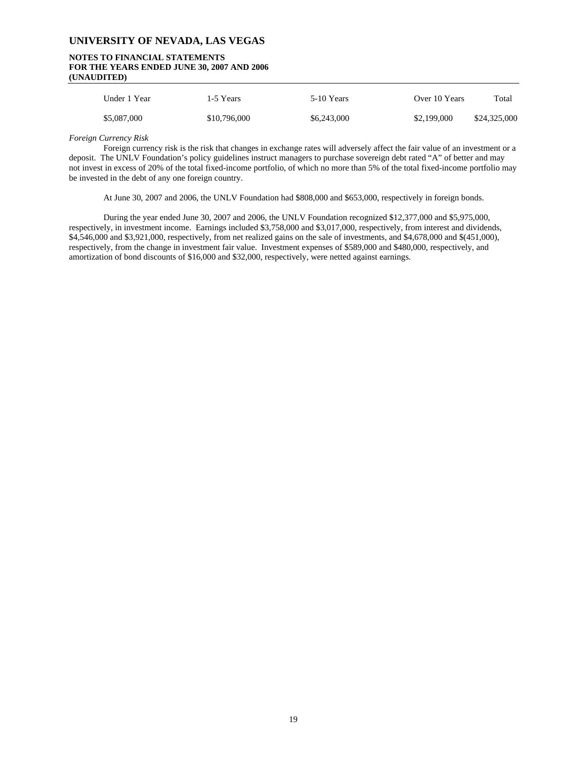| Under 1 Year | 1-5 Years | 5-10 Years | Over 10 Years | Total |
|---|---|---|---|---|
| $5,087,000 | $10,796,000 | $6,243,000 | $2,199,000 | $24,325,000 |

*Foreign Currency Risk*

Foreign currency risk is the risk that changes in exchange rates will adversely affect the fair value of an investment or a deposit. The UNLV Foundation's policy guidelines instruct managers to purchase sovereign debt rated "A" of better and may not invest in excess of 20% of the total fixed-income portfolio, of which no more than 5% of the total fixed-income portfolio may be invested in the debt of any one foreign country.

At June 30, 2007 and 2006, the UNLV Foundation had $808,000 and $653,000, respectively in foreign bonds.

During the year ended June 30, 2007 and 2006, the UNLV Foundation recognized $12,377,000 and $5,975,000, respectively, in investment income. Earnings included $3,758,000 and $3,017,000, respectively, from interest and dividends, $4,546,000 and $3,921,000, respectively, from net realized gains on the sale of investments, and $4,678,000 and $(451,000), respectively, from the change in investment fair value. Investment expenses of $589,000 and $480,000, respectively, and amortization of bond discounts of $16,000 and $32,000, respectively, were netted against earnings.